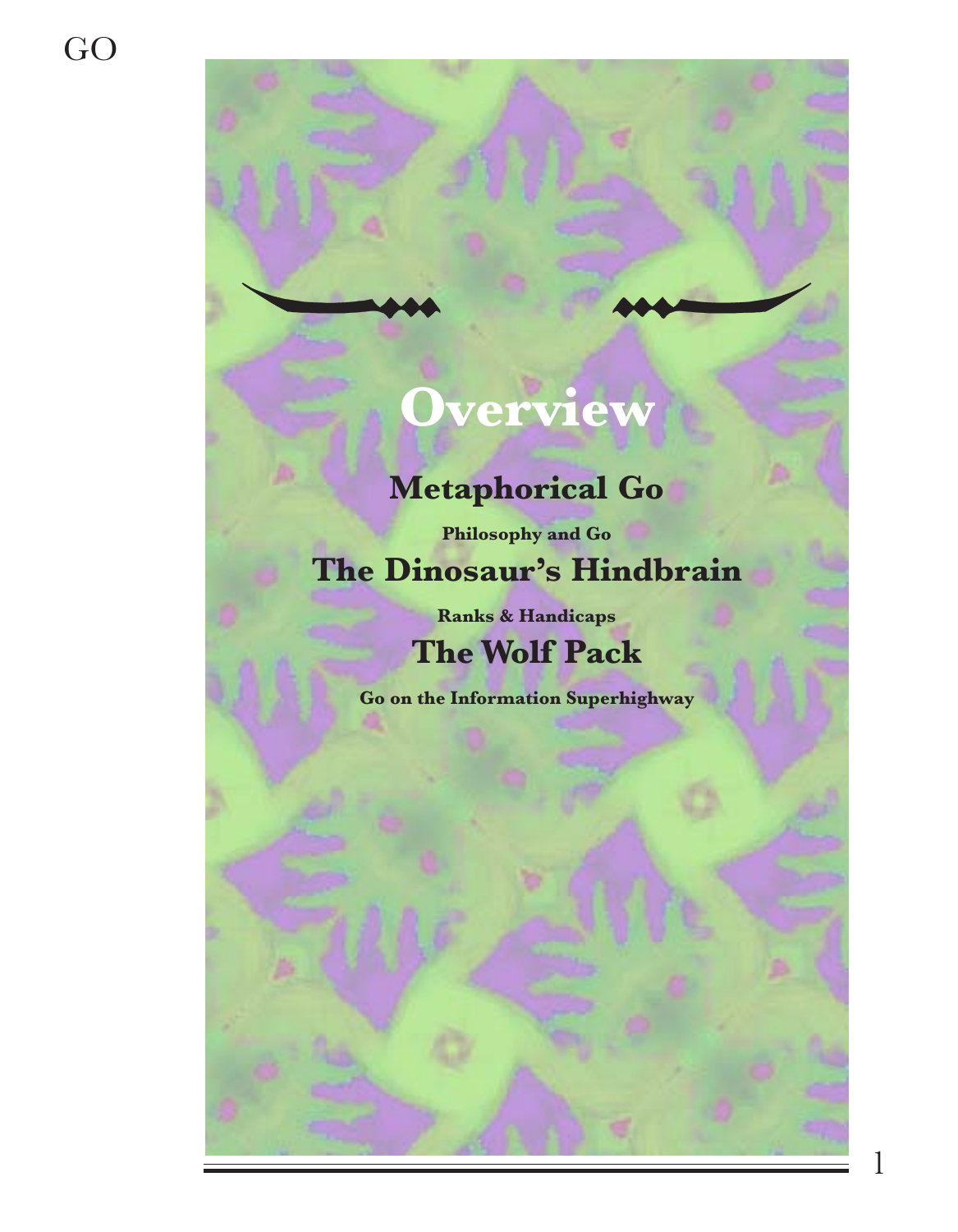# Overview

## Metaphorical Go

**Philosophy and Go**

## The Dinosaur's Hindbrain

**Ranks & Handicaps**

## The Wolf Pack

**Go on the Information Superhighway**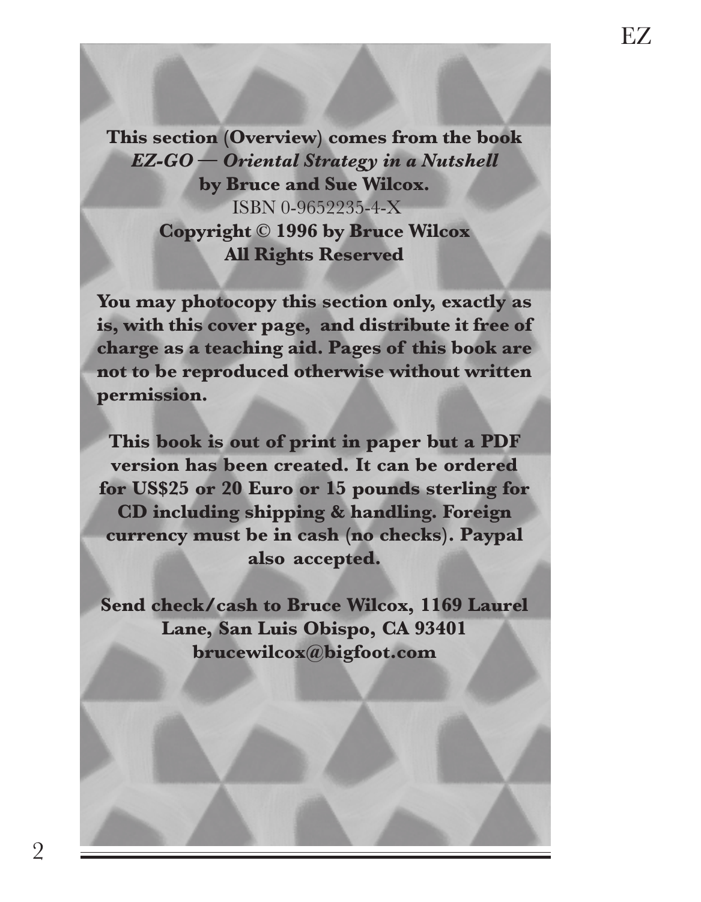**This section (Overview) comes from the book**
***EZ-GO — Oriental Strategy in a Nutshell***
**by Bruce and Sue Wilcox.**
ISBN 0-9652235-4-X
**Copyright © 1996 by Bruce Wilcox**
**All Rights Reserved**

**You may photocopy this section only, exactly as is, with this cover page, and distribute it free of charge as a teaching aid. Pages of this book are not to be reproduced otherwise without written permission.**

**This book is out of print in paper but a PDF version has been created. It can be ordered for US$25 or 20 Euro or 15 pounds sterling for CD including shipping & handling. Foreign currency must be in cash (no checks). Paypal also accepted.**

**Send check/cash to Bruce Wilcox, 1169 Laurel Lane, San Luis Obispo, CA 93401**
**brucewilcox@bigfoot.com**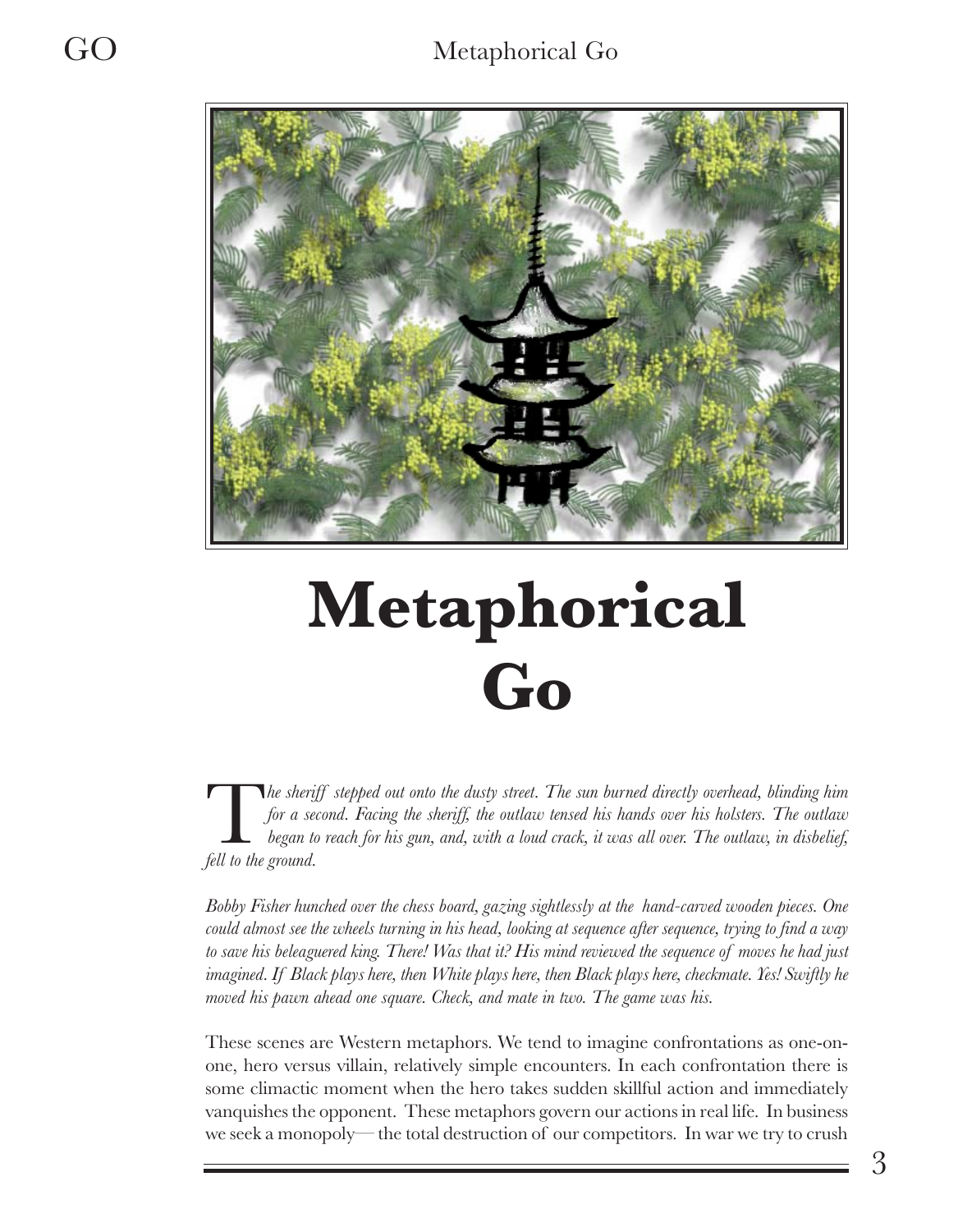# Metaphorical Go

*The sheriff stepped out onto the dusty street. The sun burned directly overhead, blinding him for a second. Facing the sheriff, the outlaw tensed his hands over his holsters. The outlaw began to reach for his gun, and, with a loud crack, it was all over. The outlaw, in disbelief, fell to the ground.*

*Bobby Fisher hunched over the chess board, gazing sightlessly at the hand-carved wooden pieces. One could almost see the wheels turning in his head, looking at sequence after sequence, trying to find a way to save his beleaguered king. There! Was that it? His mind reviewed the sequence of moves he had just imagined. If Black plays here, then White plays here, then Black plays here, checkmate. Yes! Swiftly he moved his pawn ahead one square. Check, and mate in two. The game was his.*

These scenes are Western metaphors. We tend to imagine confrontations as one-on-one, hero versus villain, relatively simple encounters. In each confrontation there is some climactic moment when the hero takes sudden skillful action and immediately vanquishes the opponent. These metaphors govern our actions in real life. In business we seek a monopoly— the total destruction of our competitors. In war we try to crush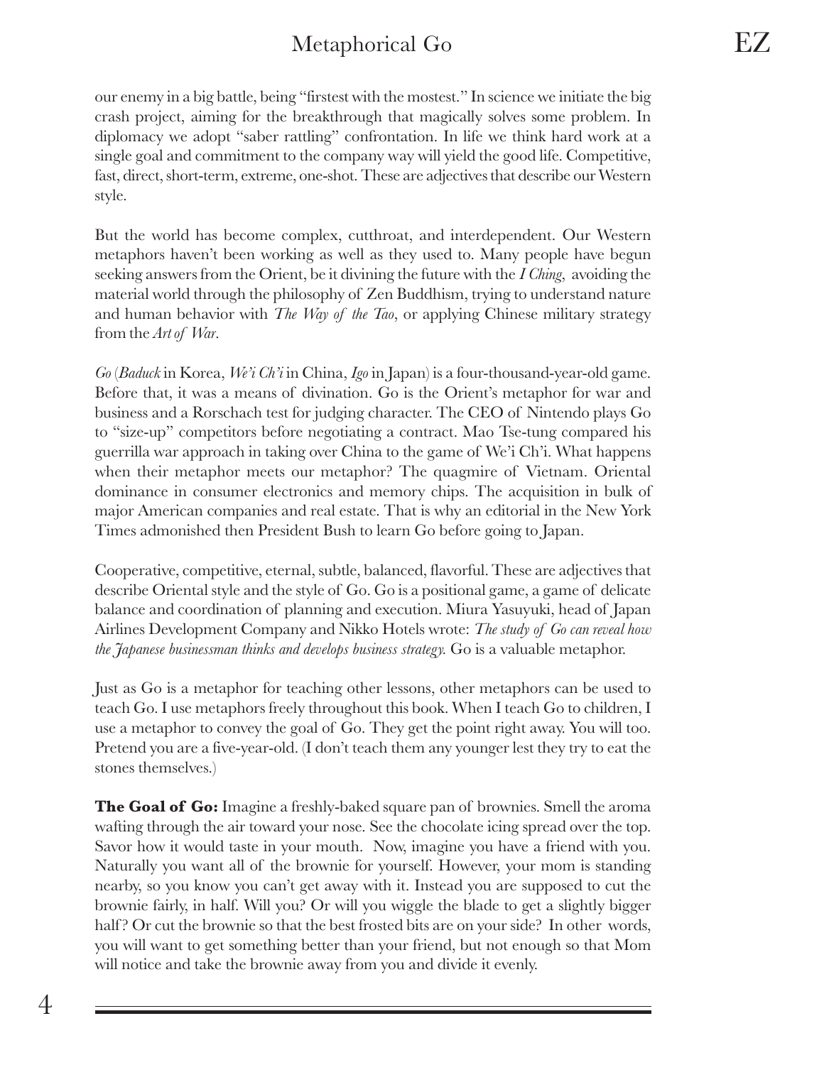our enemy in a big battle, being "firstest with the mostest." In science we initiate the big crash project, aiming for the breakthrough that magically solves some problem. In diplomacy we adopt "saber rattling" confrontation. In life we think hard work at a single goal and commitment to the company way will yield the good life. Competitive, fast, direct, short-term, extreme, one-shot. These are adjectives that describe our Western style.

But the world has become complex, cutthroat, and interdependent. Our Western metaphors haven't been working as well as they used to. Many people have begun seeking answers from the Orient, be it divining the future with the *I Ching*, avoiding the material world through the philosophy of Zen Buddhism, trying to understand nature and human behavior with *The Way of the Tao*, or applying Chinese military strategy from the *Art of War*.

*Go* (*Baduck* in Korea, *We'i Ch'i* in China, *Igo* in Japan) is a four-thousand-year-old game. Before that, it was a means of divination. Go is the Orient's metaphor for war and business and a Rorschach test for judging character. The CEO of Nintendo plays Go to "size-up" competitors before negotiating a contract. Mao Tse-tung compared his guerrilla war approach in taking over China to the game of We'i Ch'i. What happens when their metaphor meets our metaphor? The quagmire of Vietnam. Oriental dominance in consumer electronics and memory chips. The acquisition in bulk of major American companies and real estate. That is why an editorial in the New York Times admonished then President Bush to learn Go before going to Japan.

Cooperative, competitive, eternal, subtle, balanced, flavorful. These are adjectives that describe Oriental style and the style of Go. Go is a positional game, a game of delicate balance and coordination of planning and execution. Miura Yasuyuki, head of Japan Airlines Development Company and Nikko Hotels wrote: *The study of Go can reveal how the Japanese businessman thinks and develops business strategy.* Go is a valuable metaphor.

Just as Go is a metaphor for teaching other lessons, other metaphors can be used to teach Go. I use metaphors freely throughout this book. When I teach Go to children, I use a metaphor to convey the goal of Go. They get the point right away. You will too. Pretend you are a five-year-old. (I don't teach them any younger lest they try to eat the stones themselves.)

**The Goal of Go:** Imagine a freshly-baked square pan of brownies. Smell the aroma wafting through the air toward your nose. See the chocolate icing spread over the top. Savor how it would taste in your mouth. Now, imagine you have a friend with you. Naturally you want all of the brownie for yourself. However, your mom is standing nearby, so you know you can't get away with it. Instead you are supposed to cut the brownie fairly, in half. Will you? Or will you wiggle the blade to get a slightly bigger half? Or cut the brownie so that the best frosted bits are on your side? In other words, you will want to get something better than your friend, but not enough so that Mom will notice and take the brownie away from you and divide it evenly.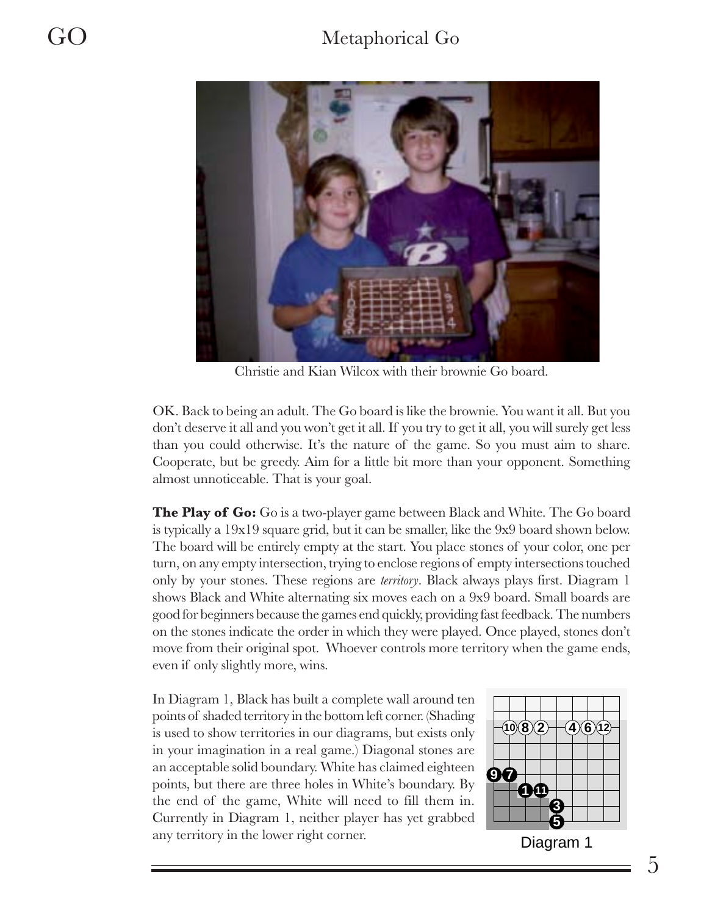Christie and Kian Wilcox with their brownie Go board.

OK. Back to being an adult. The Go board is like the brownie. You want it all. But you don't deserve it all and you won't get it all. If you try to get it all, you will surely get less than you could otherwise. It's the nature of the game. So you must aim to share. Cooperate, but be greedy. Aim for a little bit more than your opponent. Something almost unnoticeable. That is your goal.

**The Play of Go:** Go is a two-player game between Black and White. The Go board is typically a 19x19 square grid, but it can be smaller, like the 9x9 board shown below. The board will be entirely empty at the start. You place stones of your color, one per turn, on any empty intersection, trying to enclose regions of empty intersections touched only by your stones. These regions are *territory*. Black always plays first. Diagram 1 shows Black and White alternating six moves each on a 9x9 board. Small boards are good for beginners because the games end quickly, providing fast feedback. The numbers on the stones indicate the order in which they were played. Once played, stones don't move from their original spot. Whoever controls more territory when the game ends, even if only slightly more, wins.

In Diagram 1, Black has built a complete wall around ten points of shaded territory in the bottom left corner. (Shading is used to show territories in our diagrams, but exists only in your imagination in a real game.) Diagonal stones are an acceptable solid boundary. White has claimed eighteen points, but there are three holes in White's boundary. By the end of the game, White will need to fill them in. Currently in Diagram 1, neither player has yet grabbed any territory in the lower right corner.

Diagram 1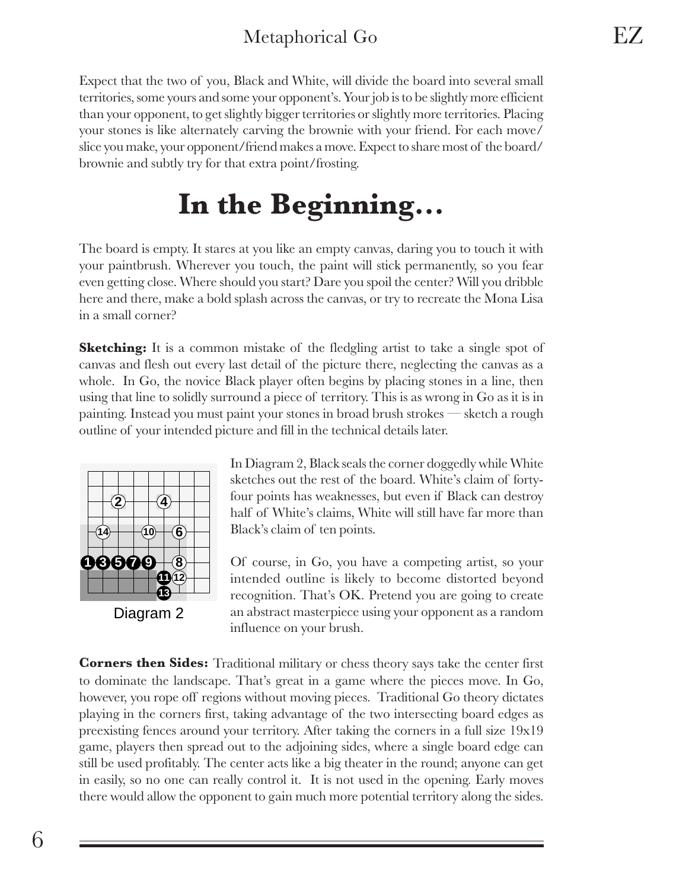Expect that the two of you, Black and White, will divide the board into several small territories, some yours and some your opponent's. Your job is to be slightly more efficient than your opponent, to get slightly bigger territories or slightly more territories. Placing your stones is like alternately carving the brownie with your friend. For each move/ slice you make, your opponent/friend makes a move. Expect to share most of the board/ brownie and subtly try for that extra point/frosting.

# In the Beginning...

The board is empty. It stares at you like an empty canvas, daring you to touch it with your paintbrush. Wherever you touch, the paint will stick permanently, so you fear even getting close. Where should you start? Dare you spoil the center? Will you dribble here and there, make a bold splash across the canvas, or try to recreate the Mona Lisa in a small corner?

**Sketching:** It is a common mistake of the fledgling artist to take a single spot of canvas and flesh out every last detail of the picture there, neglecting the canvas as a whole. In Go, the novice Black player often begins by placing stones in a line, then using that line to solidly surround a piece of territory. This is as wrong in Go as it is in painting. Instead you must paint your stones in broad brush strokes — sketch a rough outline of your intended picture and fill in the technical details later.

Diagram 2

In Diagram 2, Black seals the corner doggedly while White sketches out the rest of the board. White's claim of forty-four points has weaknesses, but even if Black can destroy half of White's claims, White will still have far more than Black's claim of ten points.

Of course, in Go, you have a competing artist, so your intended outline is likely to become distorted beyond recognition. That's OK. Pretend you are going to create an abstract masterpiece using your opponent as a random influence on your brush.

**Corners then Sides:** Traditional military or chess theory says take the center first to dominate the landscape. That's great in a game where the pieces move. In Go, however, you rope off regions without moving pieces. Traditional Go theory dictates playing in the corners first, taking advantage of the two intersecting board edges as preexisting fences around your territory. After taking the corners in a full size 19x19 game, players then spread out to the adjoining sides, where a single board edge can still be used profitably. The center acts like a big theater in the round; anyone can get in easily, so no one can really control it. It is not used in the opening. Early moves there would allow the opponent to gain much more potential territory along the sides.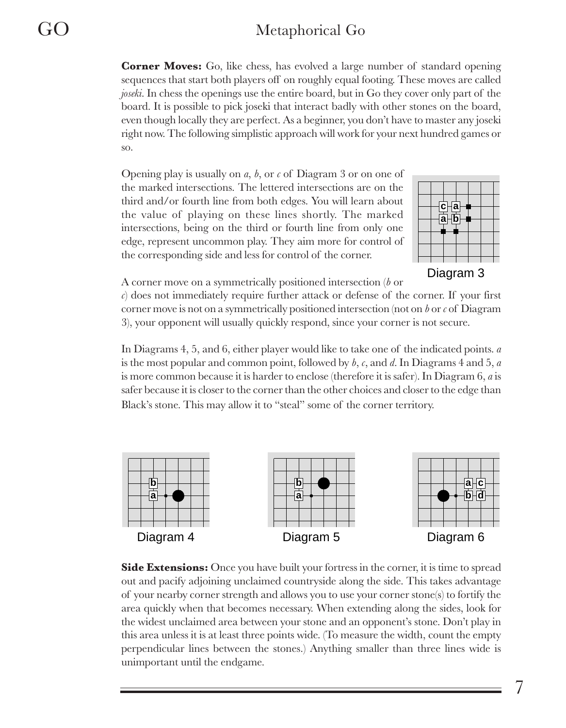**Corner Moves:** Go, like chess, has evolved a large number of standard opening sequences that start both players off on roughly equal footing. These moves are called *joseki*. In chess the openings use the entire board, but in Go they cover only part of the board. It is possible to pick joseki that interact badly with other stones on the board, even though locally they are perfect. As a beginner, you don't have to master any joseki right now. The following simplistic approach will work for your next hundred games or so.

Opening play is usually on *a*, *b*, or *c* of Diagram 3 or on one of the marked intersections. The lettered intersections are on the third and/or fourth line from both edges. You will learn about the value of playing on these lines shortly. The marked intersections, being on the third or fourth line from only one edge, represent uncommon play. They aim more for control of the corresponding side and less for control of the corner.

Diagram 3

A corner move on a symmetrically positioned intersection (*b* or *c*) does not immediately require further attack or defense of the corner. If your first corner move is not on a symmetrically positioned intersection (not on *b* or *c* of Diagram 3), your opponent will usually quickly respond, since your corner is not secure.

In Diagrams 4, 5, and 6, either player would like to take one of the indicated points. *a* is the most popular and common point, followed by *b*, *c*, and *d*. In Diagrams 4 and 5, *a* is more common because it is harder to enclose (therefore it is safer). In Diagram 6, *a* is safer because it is closer to the corner than the other choices and closer to the edge than Black's stone. This may allow it to "steal" some of the corner territory.

Diagram 4

Diagram 5

Diagram 6

**Side Extensions:** Once you have built your fortress in the corner, it is time to spread out and pacify adjoining unclaimed countryside along the side. This takes advantage of your nearby corner strength and allows you to use your corner stone(s) to fortify the area quickly when that becomes necessary. When extending along the sides, look for the widest unclaimed area between your stone and an opponent's stone. Don't play in this area unless it is at least three points wide. (To measure the width, count the empty perpendicular lines between the stones.) Anything smaller than three lines wide is unimportant until the endgame.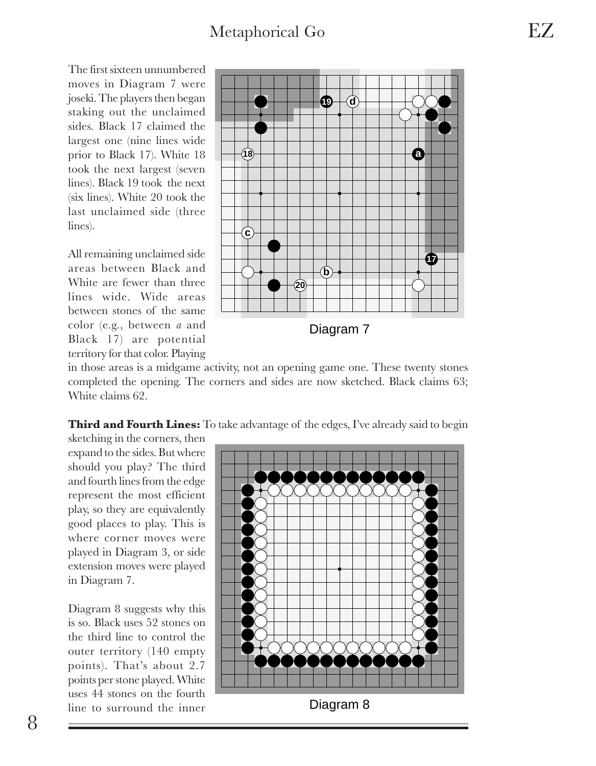The first sixteen unnumbered moves in Diagram 7 were joseki. The players then began staking out the unclaimed sides. Black 17 claimed the largest one (nine lines wide prior to Black 17). White 18 took the next largest (seven lines). Black 19 took the next (six lines). White 20 took the last unclaimed side (three lines).

Diagram 7

All remaining unclaimed side areas between Black and White are fewer than three lines wide. Wide areas between stones of the same color (e.g., between *a* and Black 17) are potential territory for that color. Playing in those areas is a midgame activity, not an opening game one. These twenty stones completed the opening. The corners and sides are now sketched. Black claims 63; White claims 62.

**Third and Fourth Lines:** To take advantage of the edges, I've already said to begin sketching in the corners, then expand to the sides. But where should you play? The third and fourth lines from the edge represent the most efficient play, so they are equivalently good places to play. This is where corner moves were played in Diagram 3, or side extension moves were played in Diagram 7.

Diagram 8

Diagram 8 suggests why this is so. Black uses 52 stones on the third line to control the outer territory (140 empty points). That's about 2.7 points per stone played. White uses 44 stones on the fourth line to surround the inner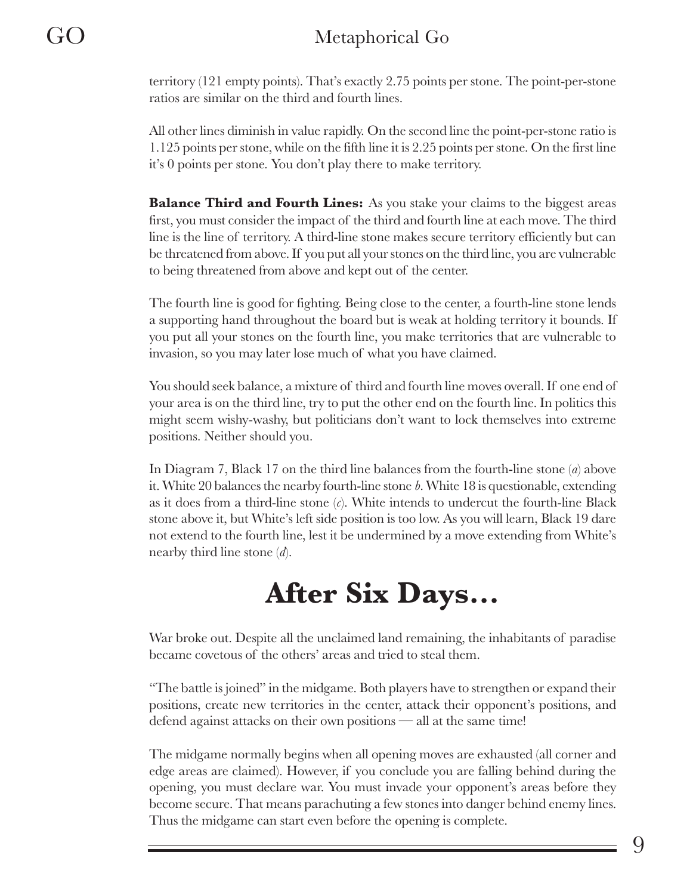territory (121 empty points). That's exactly 2.75 points per stone. The point-per-stone ratios are similar on the third and fourth lines.

All other lines diminish in value rapidly. On the second line the point-per-stone ratio is 1.125 points per stone, while on the fifth line it is 2.25 points per stone. On the first line it's 0 points per stone. You don't play there to make territory.

**Balance Third and Fourth Lines:** As you stake your claims to the biggest areas first, you must consider the impact of the third and fourth line at each move. The third line is the line of territory. A third-line stone makes secure territory efficiently but can be threatened from above. If you put all your stones on the third line, you are vulnerable to being threatened from above and kept out of the center.

The fourth line is good for fighting. Being close to the center, a fourth-line stone lends a supporting hand throughout the board but is weak at holding territory it bounds. If you put all your stones on the fourth line, you make territories that are vulnerable to invasion, so you may later lose much of what you have claimed.

You should seek balance, a mixture of third and fourth line moves overall. If one end of your area is on the third line, try to put the other end on the fourth line. In politics this might seem wishy-washy, but politicians don't want to lock themselves into extreme positions. Neither should you.

In Diagram 7, Black 17 on the third line balances from the fourth-line stone (*a*) above it. White 20 balances the nearby fourth-line stone *b*. White 18 is questionable, extending as it does from a third-line stone (*c*). White intends to undercut the fourth-line Black stone above it, but White's left side position is too low. As you will learn, Black 19 dare not extend to the fourth line, lest it be undermined by a move extending from White's nearby third line stone (*d*).

# After Six Days...

War broke out. Despite all the unclaimed land remaining, the inhabitants of paradise became covetous of the others' areas and tried to steal them.

"The battle is joined" in the midgame. Both players have to strengthen or expand their positions, create new territories in the center, attack their opponent's positions, and defend against attacks on their own positions — all at the same time!

The midgame normally begins when all opening moves are exhausted (all corner and edge areas are claimed). However, if you conclude you are falling behind during the opening, you must declare war. You must invade your opponent's areas before they become secure. That means parachuting a few stones into danger behind enemy lines. Thus the midgame can start even before the opening is complete.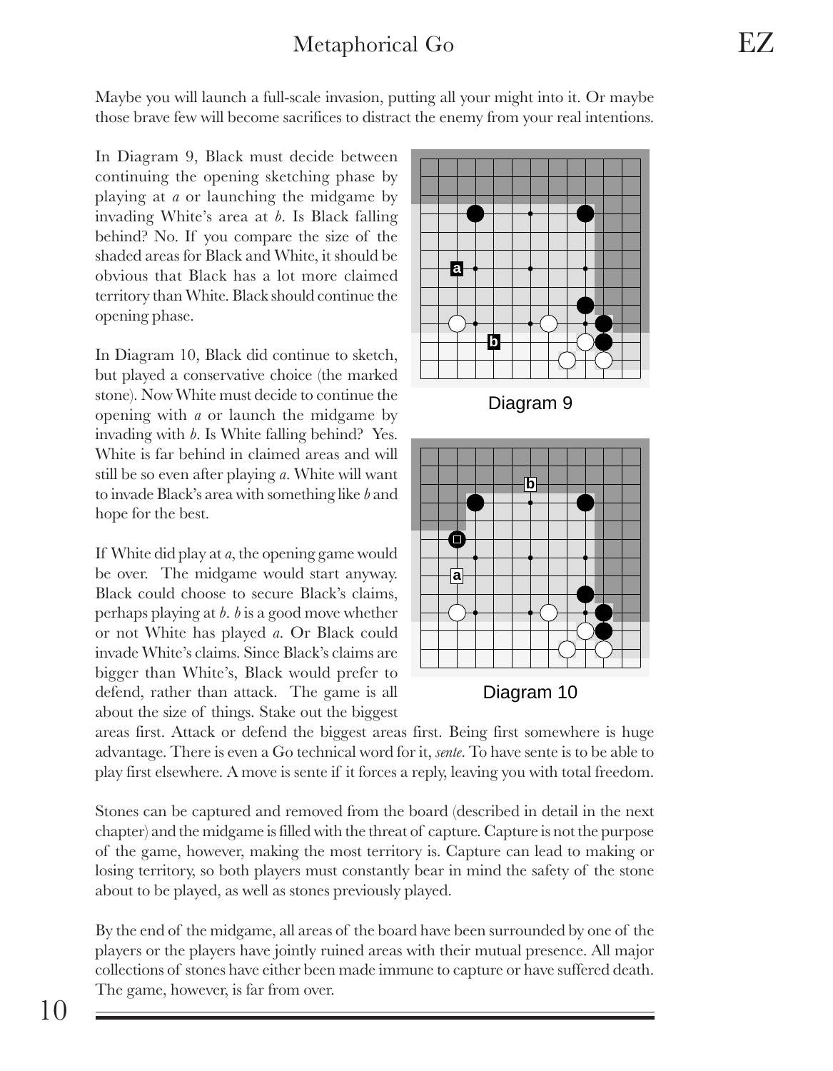Maybe you will launch a full-scale invasion, putting all your might into it. Or maybe those brave few will become sacrifices to distract the enemy from your real intentions.

In Diagram 9, Black must decide between continuing the opening sketching phase by playing at *a* or launching the midgame by invading White's area at *b*. Is Black falling behind? No. If you compare the size of the shaded areas for Black and White, it should be obvious that Black has a lot more claimed territory than White. Black should continue the opening phase.

Diagram 9

In Diagram 10, Black did continue to sketch, but played a conservative choice (the marked stone). Now White must decide to continue the opening with *a* or launch the midgame by invading with *b*. Is White falling behind? Yes. White is far behind in claimed areas and will still be so even after playing *a*. White will want to invade Black's area with something like *b* and hope for the best.

Diagram 10

If White did play at *a*, the opening game would be over. The midgame would start anyway. Black could choose to secure Black's claims, perhaps playing at *b*. *b* is a good move whether or not White has played *a*. Or Black could invade White's claims. Since Black's claims are bigger than White's, Black would prefer to defend, rather than attack. The game is all about the size of things. Stake out the biggest areas first. Attack or defend the biggest areas first. Being first somewhere is huge advantage. There is even a Go technical word for it, *sente*. To have sente is to be able to play first elsewhere. A move is sente if it forces a reply, leaving you with total freedom.

Stones can be captured and removed from the board (described in detail in the next chapter) and the midgame is filled with the threat of capture. Capture is not the purpose of the game, however, making the most territory is. Capture can lead to making or losing territory, so both players must constantly bear in mind the safety of the stone about to be played, as well as stones previously played.

By the end of the midgame, all areas of the board have been surrounded by one of the players or the players have jointly ruined areas with their mutual presence. All major collections of stones have either been made immune to capture or have suffered death. The game, however, is far from over.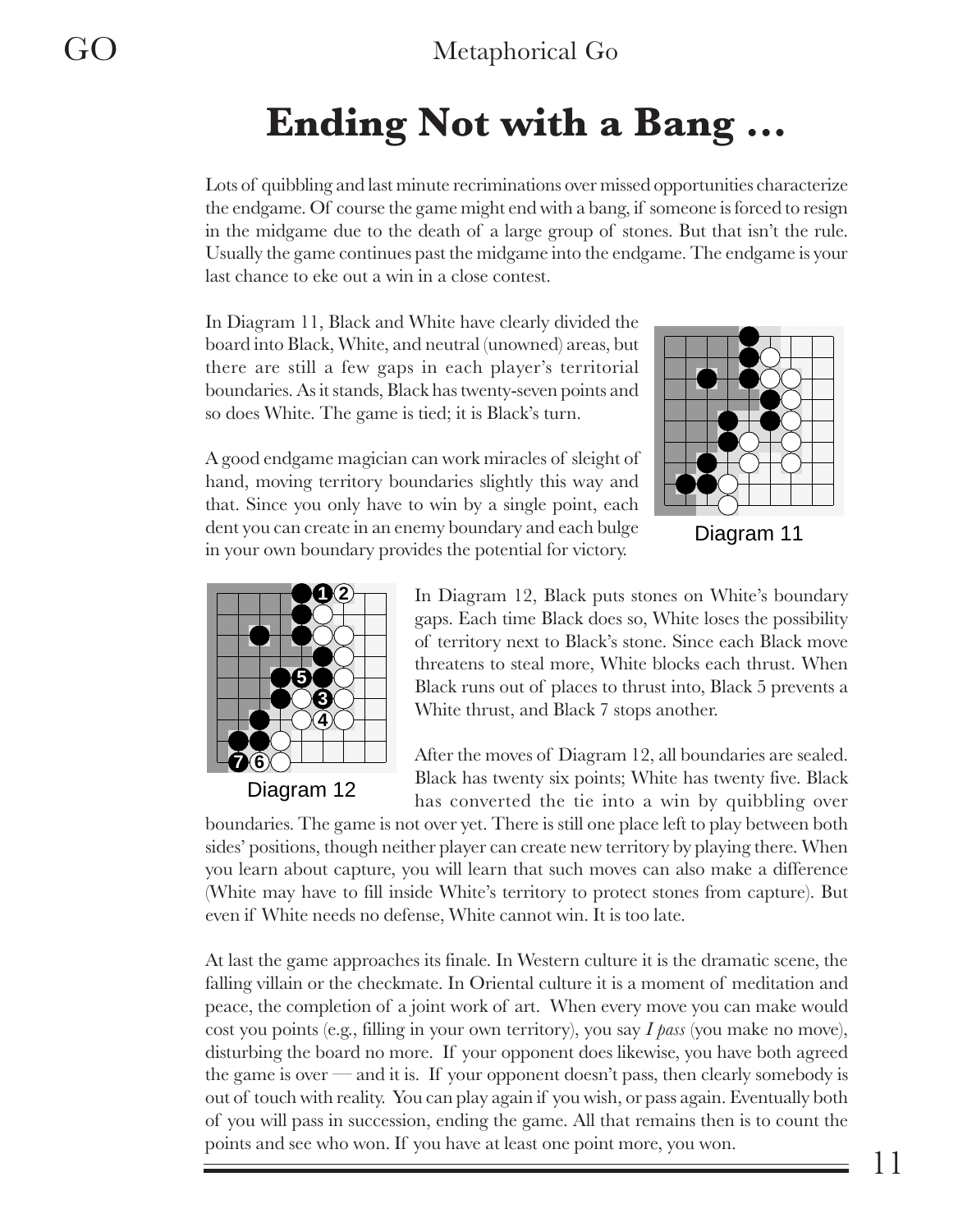# Ending Not with a Bang ...

Lots of quibbling and last minute recriminations over missed opportunities characterize the endgame. Of course the game might end with a bang, if someone is forced to resign in the midgame due to the death of a large group of stones. But that isn't the rule. Usually the game continues past the midgame into the endgame. The endgame is your last chance to eke out a win in a close contest.

In Diagram 11, Black and White have clearly divided the board into Black, White, and neutral (unowned) areas, but there are still a few gaps in each player's territorial boundaries. As it stands, Black has twenty-seven points and so does White. The game is tied; it is Black's turn.

A good endgame magician can work miracles of sleight of hand, moving territory boundaries slightly this way and that. Since you only have to win by a single point, each dent you can create in an enemy boundary and each bulge in your own boundary provides the potential for victory.

Diagram 11

Diagram 12

In Diagram 12, Black puts stones on White's boundary gaps. Each time Black does so, White loses the possibility of territory next to Black's stone. Since each Black move threatens to steal more, White blocks each thrust. When Black runs out of places to thrust into, Black 5 prevents a White thrust, and Black 7 stops another.

After the moves of Diagram 12, all boundaries are sealed. Black has twenty six points; White has twenty five. Black has converted the tie into a win by quibbling over boundaries. The game is not over yet. There is still one place left to play between both sides' positions, though neither player can create new territory by playing there. When you learn about capture, you will learn that such moves can also make a difference (White may have to fill inside White's territory to protect stones from capture). But even if White needs no defense, White cannot win. It is too late.

At last the game approaches its finale. In Western culture it is the dramatic scene, the falling villain or the checkmate. In Oriental culture it is a moment of meditation and peace, the completion of a joint work of art. When every move you can make would cost you points (e.g., filling in your own territory), you say *I pass* (you make no move), disturbing the board no more. If your opponent does likewise, you have both agreed the game is over — and it is. If your opponent doesn't pass, then clearly somebody is out of touch with reality. You can play again if you wish, or pass again. Eventually both of you will pass in succession, ending the game. All that remains then is to count the points and see who won. If you have at least one point more, you won.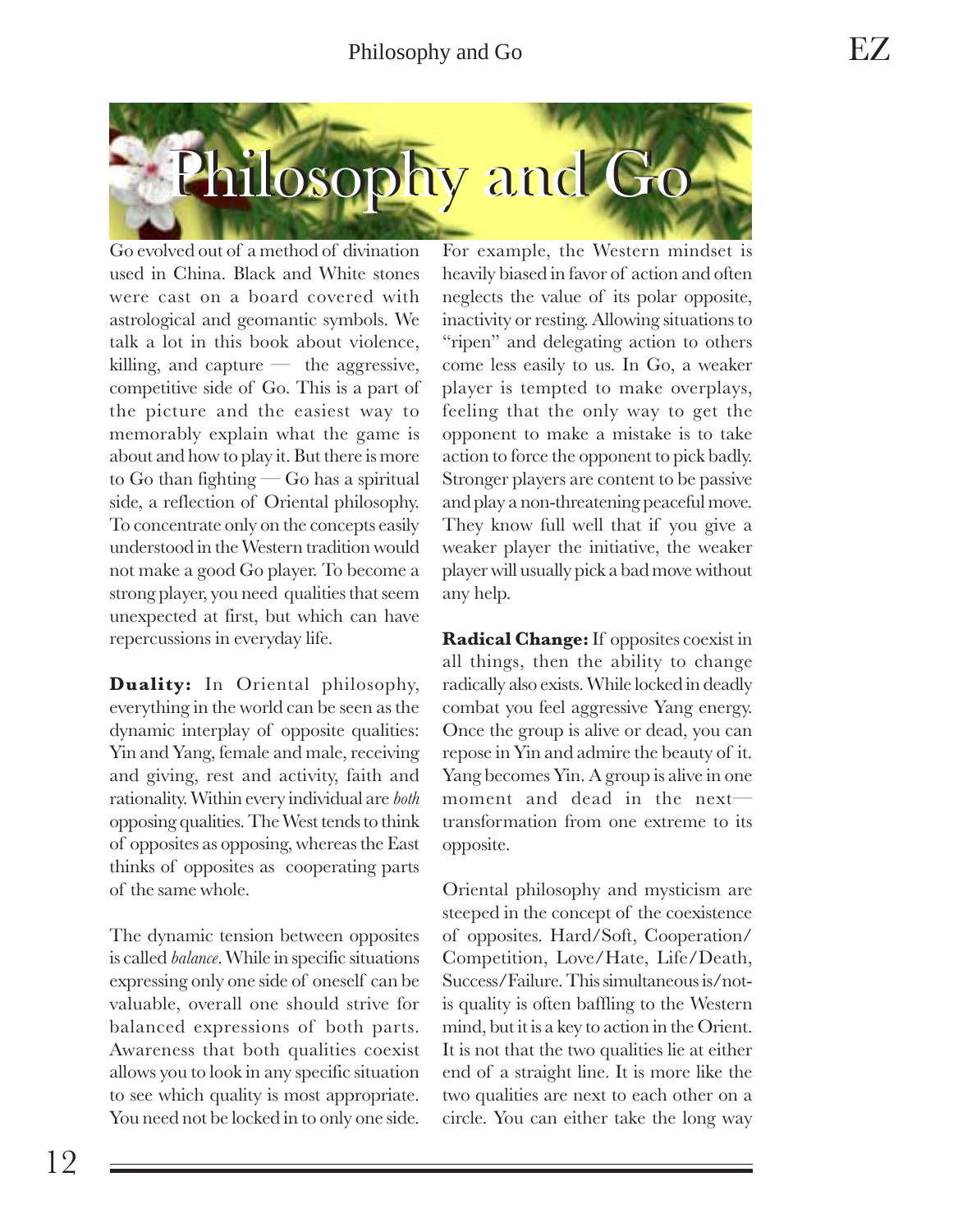# Philosophy and Go

Go evolved out of a method of divination used in China. Black and White stones were cast on a board covered with astrological and geomantic symbols. We talk a lot in this book about violence, killing, and capture — the aggressive, competitive side of Go. This is a part of the picture and the easiest way to memorably explain what the game is about and how to play it. But there is more to Go than fighting — Go has a spiritual side, a reflection of Oriental philosophy. To concentrate only on the concepts easily understood in the Western tradition would not make a good Go player. To become a strong player, you need qualities that seem unexpected at first, but which can have repercussions in everyday life.

**Duality:** In Oriental philosophy, everything in the world can be seen as the dynamic interplay of opposite qualities: Yin and Yang, female and male, receiving and giving, rest and activity, faith and rationality. Within every individual are *both* opposing qualities. The West tends to think of opposites as opposing, whereas the East thinks of opposites as cooperating parts of the same whole.

The dynamic tension between opposites is called *balance*. While in specific situations expressing only one side of oneself can be valuable, overall one should strive for balanced expressions of both parts. Awareness that both qualities coexist allows you to look in any specific situation to see which quality is most appropriate. You need not be locked in to only one side.

For example, the Western mindset is heavily biased in favor of action and often neglects the value of its polar opposite, inactivity or resting. Allowing situations to "ripen" and delegating action to others come less easily to us. In Go, a weaker player is tempted to make overplays, feeling that the only way to get the opponent to make a mistake is to take action to force the opponent to pick badly. Stronger players are content to be passive and play a non-threatening peaceful move. They know full well that if you give a weaker player the initiative, the weaker player will usually pick a bad move without any help.

**Radical Change:** If opposites coexist in all things, then the ability to change radically also exists. While locked in deadly combat you feel aggressive Yang energy. Once the group is alive or dead, you can repose in Yin and admire the beauty of it. Yang becomes Yin. A group is alive in one moment and dead in the next— transformation from one extreme to its opposite.

Oriental philosophy and mysticism are steeped in the concept of the coexistence of opposites. Hard/Soft, Cooperation/ Competition, Love/Hate, Life/Death, Success/Failure. This simultaneous is/not-is quality is often baffling to the Western mind, but it is a key to action in the Orient. It is not that the two qualities lie at either end of a straight line. It is more like the two qualities are next to each other on a circle. You can either take the long way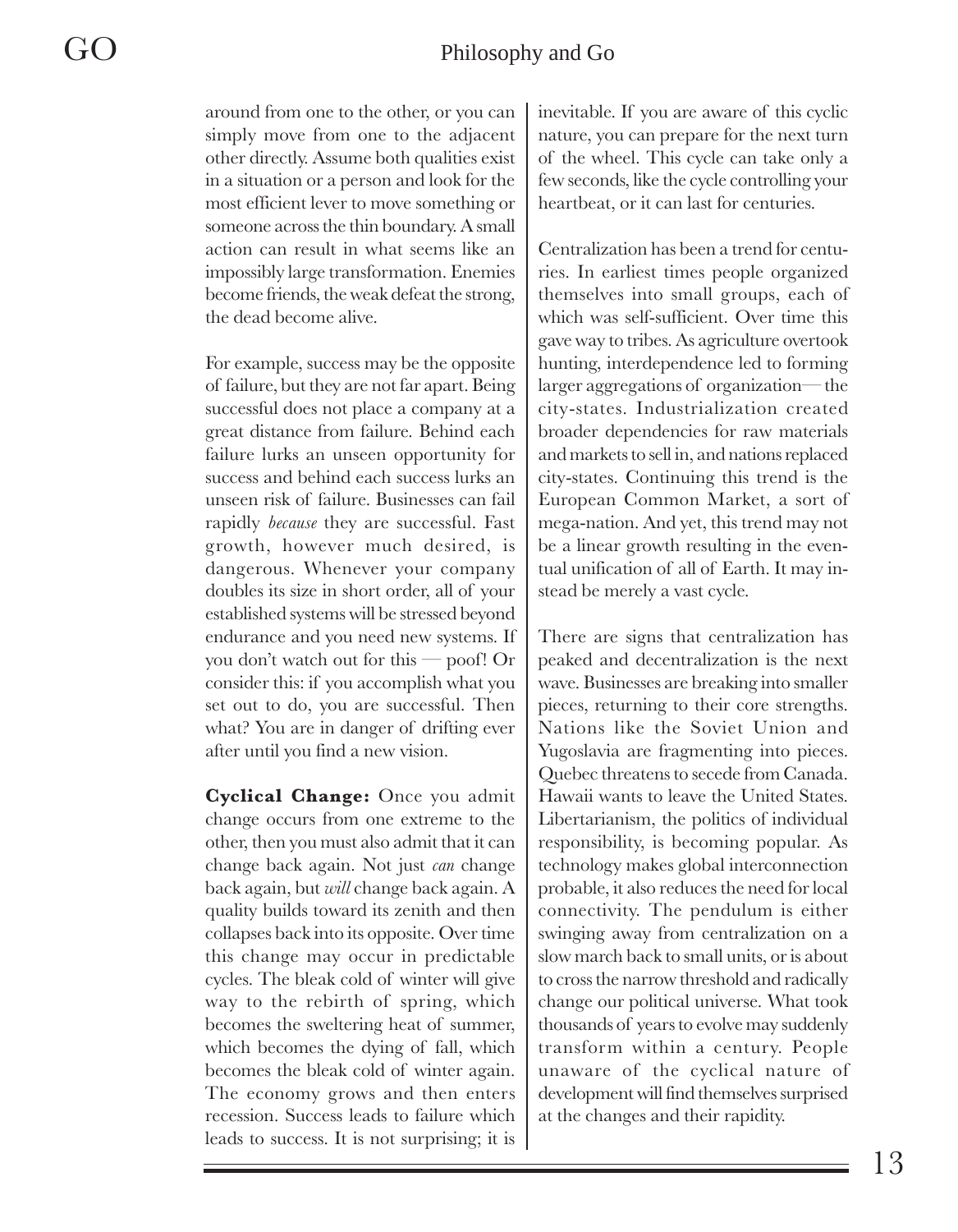around from one to the other, or you can simply move from one to the adjacent other directly. Assume both qualities exist in a situation or a person and look for the most efficient lever to move something or someone across the thin boundary. A small action can result in what seems like an impossibly large transformation. Enemies become friends, the weak defeat the strong, the dead become alive.

For example, success may be the opposite of failure, but they are not far apart. Being successful does not place a company at a great distance from failure. Behind each failure lurks an unseen opportunity for success and behind each success lurks an unseen risk of failure. Businesses can fail rapidly *because* they are successful. Fast growth, however much desired, is dangerous. Whenever your company doubles its size in short order, all of your established systems will be stressed beyond endurance and you need new systems. If you don't watch out for this — poof! Or consider this: if you accomplish what you set out to do, you are successful. Then what? You are in danger of drifting ever after until you find a new vision.

**Cyclical Change:** Once you admit change occurs from one extreme to the other, then you must also admit that it can change back again. Not just *can* change back again, but *will* change back again. A quality builds toward its zenith and then collapses back into its opposite. Over time this change may occur in predictable cycles. The bleak cold of winter will give way to the rebirth of spring, which becomes the sweltering heat of summer, which becomes the dying of fall, which becomes the bleak cold of winter again. The economy grows and then enters recession. Success leads to failure which leads to success. It is not surprising; it is inevitable. If you are aware of this cyclic nature, you can prepare for the next turn of the wheel. This cycle can take only a few seconds, like the cycle controlling your heartbeat, or it can last for centuries.

Centralization has been a trend for centuries. In earliest times people organized themselves into small groups, each of which was self-sufficient. Over time this gave way to tribes. As agriculture overtook hunting, interdependence led to forming larger aggregations of organization— the city-states. Industrialization created broader dependencies for raw materials and markets to sell in, and nations replaced city-states. Continuing this trend is the European Common Market, a sort of mega-nation. And yet, this trend may not be a linear growth resulting in the eventual unification of all of Earth. It may instead be merely a vast cycle.

There are signs that centralization has peaked and decentralization is the next wave. Businesses are breaking into smaller pieces, returning to their core strengths. Nations like the Soviet Union and Yugoslavia are fragmenting into pieces. Quebec threatens to secede from Canada. Hawaii wants to leave the United States. Libertarianism, the politics of individual responsibility, is becoming popular. As technology makes global interconnection probable, it also reduces the need for local connectivity. The pendulum is either swinging away from centralization on a slow march back to small units, or is about to cross the narrow threshold and radically change our political universe. What took thousands of years to evolve may suddenly transform within a century. People unaware of the cyclical nature of development will find themselves surprised at the changes and their rapidity.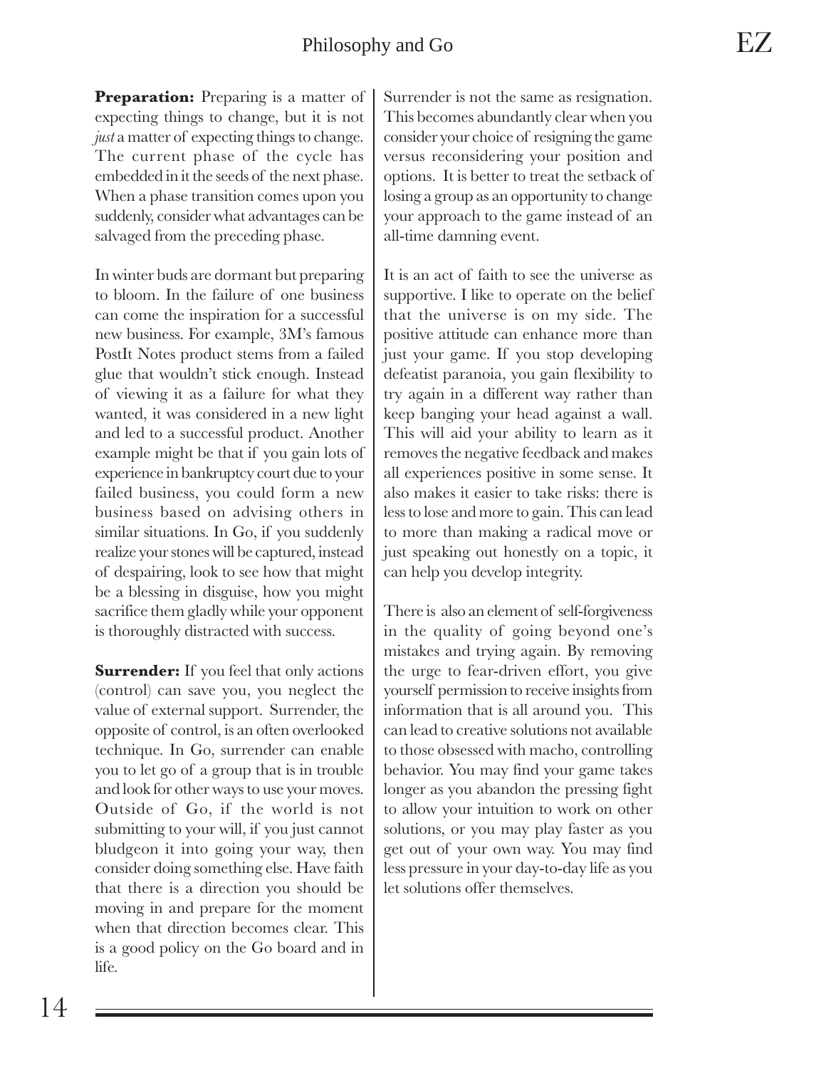**Preparation:** Preparing is a matter of expecting things to change, but it is not *just* a matter of expecting things to change. The current phase of the cycle has embedded in it the seeds of the next phase. When a phase transition comes upon you suddenly, consider what advantages can be salvaged from the preceding phase.

In winter buds are dormant but preparing to bloom. In the failure of one business can come the inspiration for a successful new business. For example, 3M's famous PostIt Notes product stems from a failed glue that wouldn't stick enough. Instead of viewing it as a failure for what they wanted, it was considered in a new light and led to a successful product. Another example might be that if you gain lots of experience in bankruptcy court due to your failed business, you could form a new business based on advising others in similar situations. In Go, if you suddenly realize your stones will be captured, instead of despairing, look to see how that might be a blessing in disguise, how you might sacrifice them gladly while your opponent is thoroughly distracted with success.

**Surrender:** If you feel that only actions (control) can save you, you neglect the value of external support. Surrender, the opposite of control, is an often overlooked technique. In Go, surrender can enable you to let go of a group that is in trouble and look for other ways to use your moves. Outside of Go, if the world is not submitting to your will, if you just cannot bludgeon it into going your way, then consider doing something else. Have faith that there is a direction you should be moving in and prepare for the moment when that direction becomes clear. This is a good policy on the Go board and in life.

Surrender is not the same as resignation. This becomes abundantly clear when you consider your choice of resigning the game versus reconsidering your position and options. It is better to treat the setback of losing a group as an opportunity to change your approach to the game instead of an all-time damning event.

It is an act of faith to see the universe as supportive. I like to operate on the belief that the universe is on my side. The positive attitude can enhance more than just your game. If you stop developing defeatist paranoia, you gain flexibility to try again in a different way rather than keep banging your head against a wall. This will aid your ability to learn as it removes the negative feedback and makes all experiences positive in some sense. It also makes it easier to take risks: there is less to lose and more to gain. This can lead to more than making a radical move or just speaking out honestly on a topic, it can help you develop integrity.

There is also an element of self-forgiveness in the quality of going beyond one's mistakes and trying again. By removing the urge to fear-driven effort, you give yourself permission to receive insights from information that is all around you. This can lead to creative solutions not available to those obsessed with macho, controlling behavior. You may find your game takes longer as you abandon the pressing fight to allow your intuition to work on other solutions, or you may play faster as you get out of your own way. You may find less pressure in your day-to-day life as you let solutions offer themselves.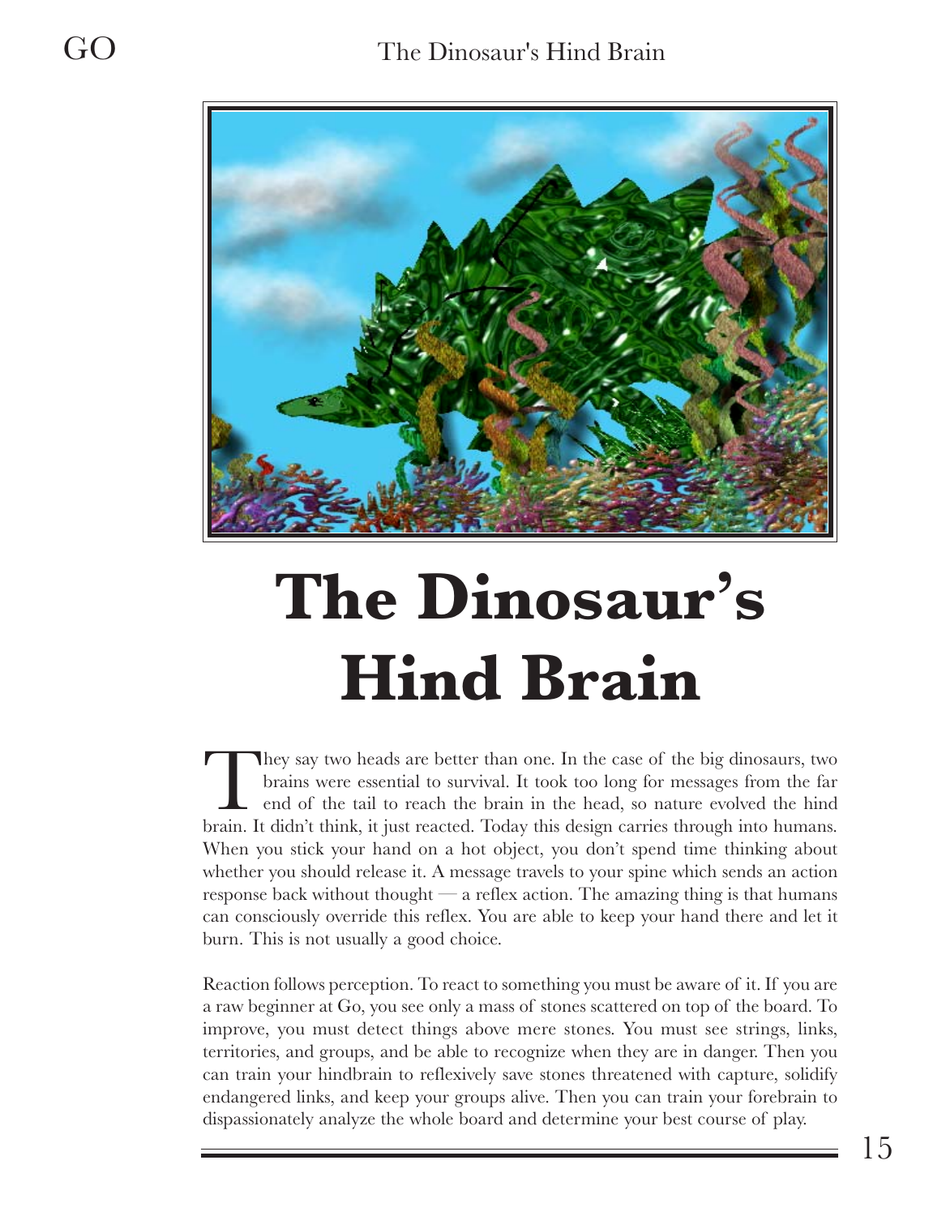# The Dinosaur's Hind Brain

They say two heads are better than one. In the case of the big dinosaurs, two brains were essential to survival. It took too long for messages from the far end of the tail to reach the brain in the head, so nature evolved the hind brain. It didn't think, it just reacted. Today this design carries through into humans. When you stick your hand on a hot object, you don't spend time thinking about whether you should release it. A message travels to your spine which sends an action response back without thought — a reflex action. The amazing thing is that humans can consciously override this reflex. You are able to keep your hand there and let it burn. This is not usually a good choice.

Reaction follows perception. To react to something you must be aware of it. If you are a raw beginner at Go, you see only a mass of stones scattered on top of the board. To improve, you must detect things above mere stones. You must see strings, links, territories, and groups, and be able to recognize when they are in danger. Then you can train your hindbrain to reflexively save stones threatened with capture, solidify endangered links, and keep your groups alive. Then you can train your forebrain to dispassionately analyze the whole board and determine your best course of play.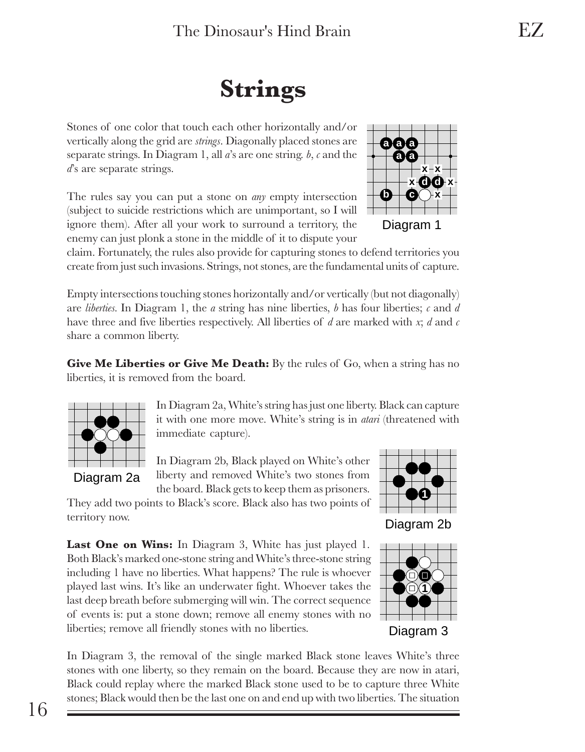# Strings

Stones of one color that touch each other horizontally and/or vertically along the grid are *strings*. Diagonally placed stones are separate strings. In Diagram 1, all *a*'s are one string. *b*, *c* and the *d*'s are separate strings.

Diagram 1

The rules say you can put a stone on *any* empty intersection (subject to suicide restrictions which are unimportant, so I will ignore them). After all your work to surround a territory, the enemy can just plonk a stone in the middle of it to dispute your claim. Fortunately, the rules also provide for capturing stones to defend territories you create from just such invasions. Strings, not stones, are the fundamental units of capture.

Empty intersections touching stones horizontally and/or vertically (but not diagonally) are *liberties*. In Diagram 1, the *a* string has nine liberties, *b* has four liberties; *c* and *d* have three and five liberties respectively. All liberties of *d* are marked with *x*; *d* and *c* share a common liberty.

**Give Me Liberties or Give Me Death:** By the rules of Go, when a string has no liberties, it is removed from the board.

Diagram 2a

In Diagram 2a, White's string has just one liberty. Black can capture it with one more move. White's string is in *atari* (threatened with immediate capture).

In Diagram 2b, Black played on White's other liberty and removed White's two stones from the board. Black gets to keep them as prisoners. They add two points to Black's score. Black also has two points of territory now.

Diagram 2b

**Last One on Wins:** In Diagram 3, White has just played 1. Both Black's marked one-stone string and White's three-stone string including 1 have no liberties. What happens? The rule is whoever played last wins. It's like an underwater fight. Whoever takes the last deep breath before submerging will win. The correct sequence of events is: put a stone down; remove all enemy stones with no liberties; remove all friendly stones with no liberties.

Diagram 3

In Diagram 3, the removal of the single marked Black stone leaves White's three stones with one liberty, so they remain on the board. Because they are now in atari, Black could replay where the marked Black stone used to be to capture three White stones; Black would then be the last one on and end up with two liberties. The situation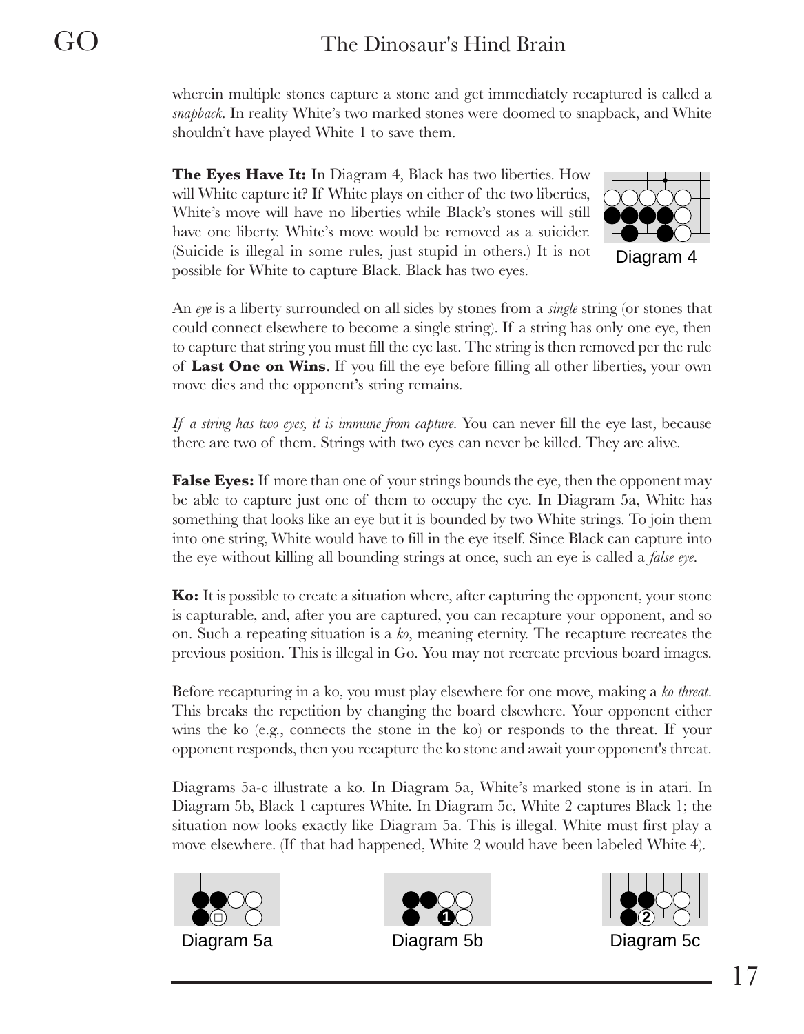wherein multiple stones capture a stone and get immediately recaptured is called a *snapback*. In reality White's two marked stones were doomed to snapback, and White shouldn't have played White 1 to save them.

**The Eyes Have It:** In Diagram 4, Black has two liberties. How will White capture it? If White plays on either of the two liberties, White's move will have no liberties while Black's stones will still have one liberty. White's move would be removed as a suicider. (Suicide is illegal in some rules, just stupid in others.) It is not possible for White to capture Black. Black has two eyes.

Diagram 4

An *eye* is a liberty surrounded on all sides by stones from a *single* string (or stones that could connect elsewhere to become a single string). If a string has only one eye, then to capture that string you must fill the eye last. The string is then removed per the rule of **Last One on Wins**. If you fill the eye before filling all other liberties, your own move dies and the opponent's string remains.

*If a string has two eyes, it is immune from capture.* You can never fill the eye last, because there are two of them. Strings with two eyes can never be killed. They are alive.

**False Eyes:** If more than one of your strings bounds the eye, then the opponent may be able to capture just one of them to occupy the eye. In Diagram 5a, White has something that looks like an eye but it is bounded by two White strings. To join them into one string, White would have to fill in the eye itself. Since Black can capture into the eye without killing all bounding strings at once, such an eye is called a *false eye*.

**Ko:** It is possible to create a situation where, after capturing the opponent, your stone is capturable, and, after you are captured, you can recapture your opponent, and so on. Such a repeating situation is a *ko*, meaning eternity. The recapture recreates the previous position. This is illegal in Go. You may not recreate previous board images.

Before recapturing in a ko, you must play elsewhere for one move, making a *ko threat*. This breaks the repetition by changing the board elsewhere. Your opponent either wins the ko (e.g., connects the stone in the ko) or responds to the threat. If your opponent responds, then you recapture the ko stone and await your opponent's threat.

Diagrams 5a-c illustrate a ko. In Diagram 5a, White's marked stone is in atari. In Diagram 5b, Black 1 captures White. In Diagram 5c, White 2 captures Black 1; the situation now looks exactly like Diagram 5a. This is illegal. White must first play a move elsewhere. (If that had happened, White 2 would have been labeled White 4).

Diagram 5a

Diagram 5b

Diagram 5c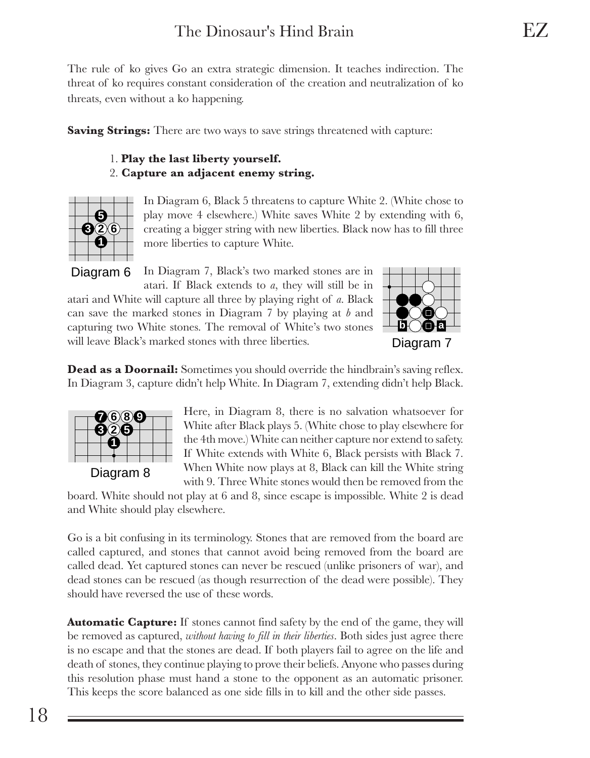The rule of ko gives Go an extra strategic dimension. It teaches indirection. The threat of ko requires constant consideration of the creation and neutralization of ko threats, even without a ko happening.

**Saving Strings:** There are two ways to save strings threatened with capture:

1. **Play the last liberty yourself.**
2. **Capture an adjacent enemy string.**

In Diagram 6, Black 5 threatens to capture White 2. (White chose to play move 4 elsewhere.) White saves White 2 by extending with 6, creating a bigger string with new liberties. Black now has to fill three more liberties to capture White.

Diagram 6

In Diagram 7, Black's two marked stones are in atari. If Black extends to *a*, they will still be in atari and White will capture all three by playing right of *a*. Black can save the marked stones in Diagram 7 by playing at *b* and capturing two White stones. The removal of White's two stones will leave Black's marked stones with three liberties.

Diagram 7

**Dead as a Doornail:** Sometimes you should override the hindbrain's saving reflex. In Diagram 3, capture didn't help White. In Diagram 7, extending didn't help Black.

Here, in Diagram 8, there is no salvation whatsoever for White after Black plays 5. (White chose to play elsewhere for the 4th move.) White can neither capture nor extend to safety. If White extends with White 6, Black persists with Black 7. When White now plays at 8, Black can kill the White string with 9. Three White stones would then be removed from the board. White should not play at 6 and 8, since escape is impossible. White 2 is dead and White should play elsewhere.

Diagram 8

Go is a bit confusing in its terminology. Stones that are removed from the board are called captured, and stones that cannot avoid being removed from the board are called dead. Yet captured stones can never be rescued (unlike prisoners of war), and dead stones can be rescued (as though resurrection of the dead were possible). They should have reversed the use of these words.

**Automatic Capture:** If stones cannot find safety by the end of the game, they will be removed as captured, *without having to fill in their liberties*. Both sides just agree there is no escape and that the stones are dead. If both players fail to agree on the life and death of stones, they continue playing to prove their beliefs. Anyone who passes during this resolution phase must hand a stone to the opponent as an automatic prisoner. This keeps the score balanced as one side fills in to kill and the other side passes.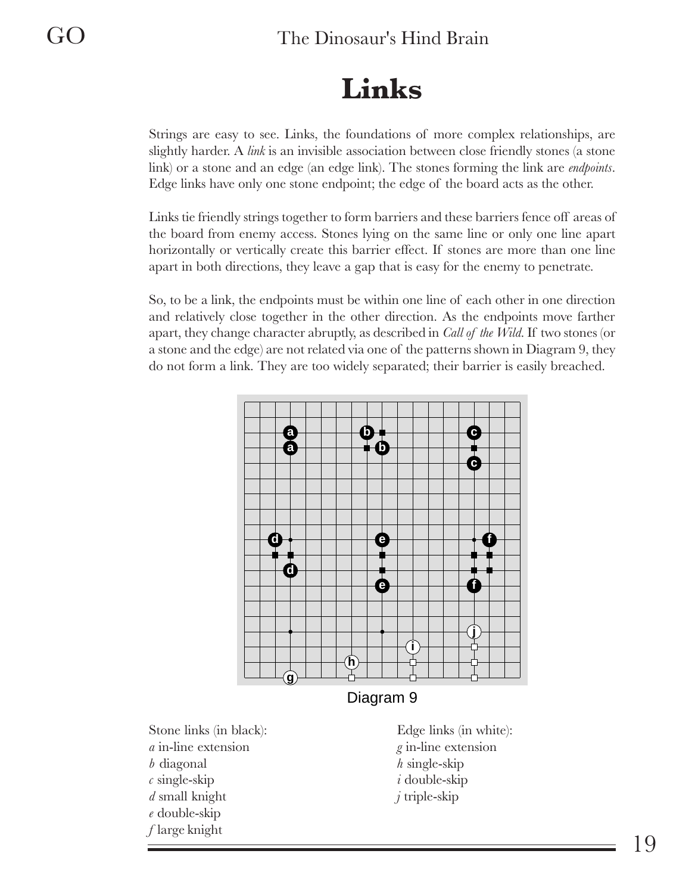# Links

Strings are easy to see. Links, the foundations of more complex relationships, are slightly harder. A *link* is an invisible association between close friendly stones (a stone link) or a stone and an edge (an edge link). The stones forming the link are *endpoints*. Edge links have only one stone endpoint; the edge of the board acts as the other.

Links tie friendly strings together to form barriers and these barriers fence off areas of the board from enemy access. Stones lying on the same line or only one line apart horizontally or vertically create this barrier effect. If stones are more than one line apart in both directions, they leave a gap that is easy for the enemy to penetrate.

So, to be a link, the endpoints must be within one line of each other in one direction and relatively close together in the other direction. As the endpoints move farther apart, they change character abruptly, as described in *Call of the Wild*. If two stones (or a stone and the edge) are not related via one of the patterns shown in Diagram 9, they do not form a link. They are too widely separated; their barrier is easily breached.

Diagram 9

Stone links (in black):
*a* in-line extension
*b* diagonal
*c* single-skip
*d* small knight
*e* double-skip
*f* large knight

Edge links (in white):
*g* in-line extension
*h* single-skip
*i* double-skip
*j* triple-skip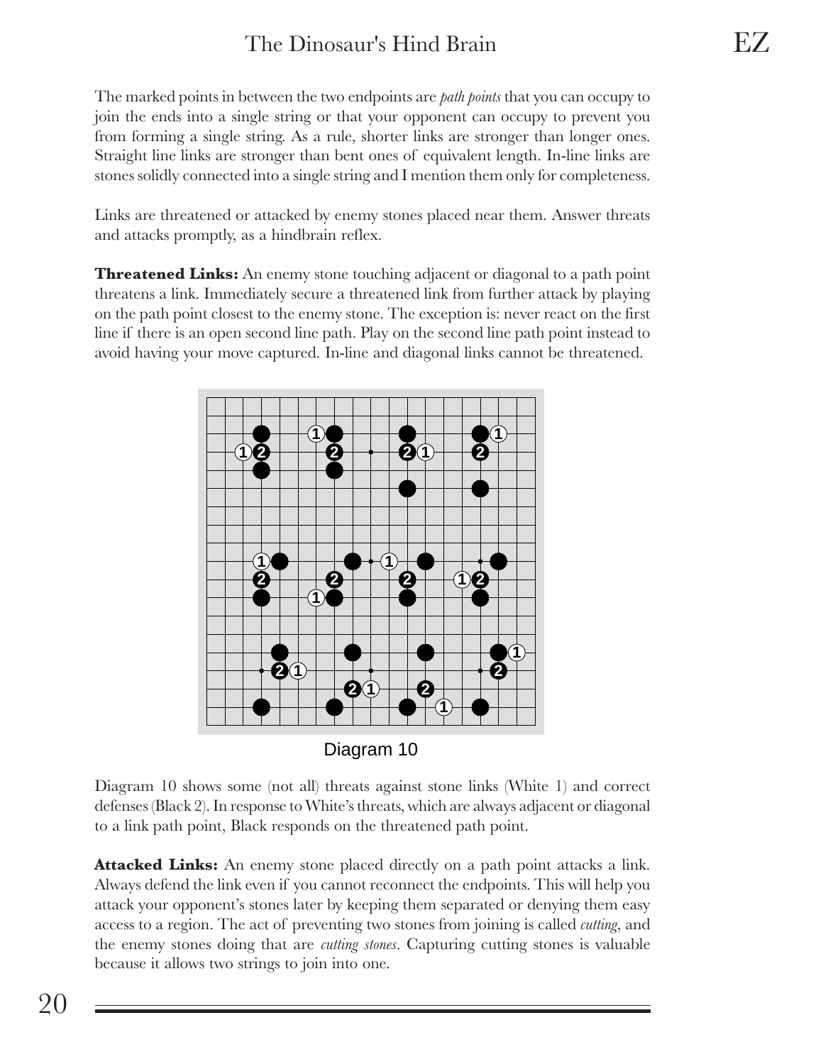The marked points in between the two endpoints are *path points* that you can occupy to join the ends into a single string or that your opponent can occupy to prevent you from forming a single string. As a rule, shorter links are stronger than longer ones. Straight line links are stronger than bent ones of equivalent length. In-line links are stones solidly connected into a single string and I mention them only for completeness.

Links are threatened or attacked by enemy stones placed near them. Answer threats and attacks promptly, as a hindbrain reflex.

**Threatened Links:** An enemy stone touching adjacent or diagonal to a path point threatens a link. Immediately secure a threatened link from further attack by playing on the path point closest to the enemy stone. The exception is: never react on the first line if there is an open second line path. Play on the second line path point instead to avoid having your move captured. In-line and diagonal links cannot be threatened.

Diagram 10

Diagram 10 shows some (not all) threats against stone links (White 1) and correct defenses (Black 2). In response to White's threats, which are always adjacent or diagonal to a link path point, Black responds on the threatened path point.

**Attacked Links:** An enemy stone placed directly on a path point attacks a link. Always defend the link even if you cannot reconnect the endpoints. This will help you attack your opponent's stones later by keeping them separated or denying them easy access to a region. The act of preventing two stones from joining is called *cutting*, and the enemy stones doing that are *cutting stones*. Capturing cutting stones is valuable because it allows two strings to join into one.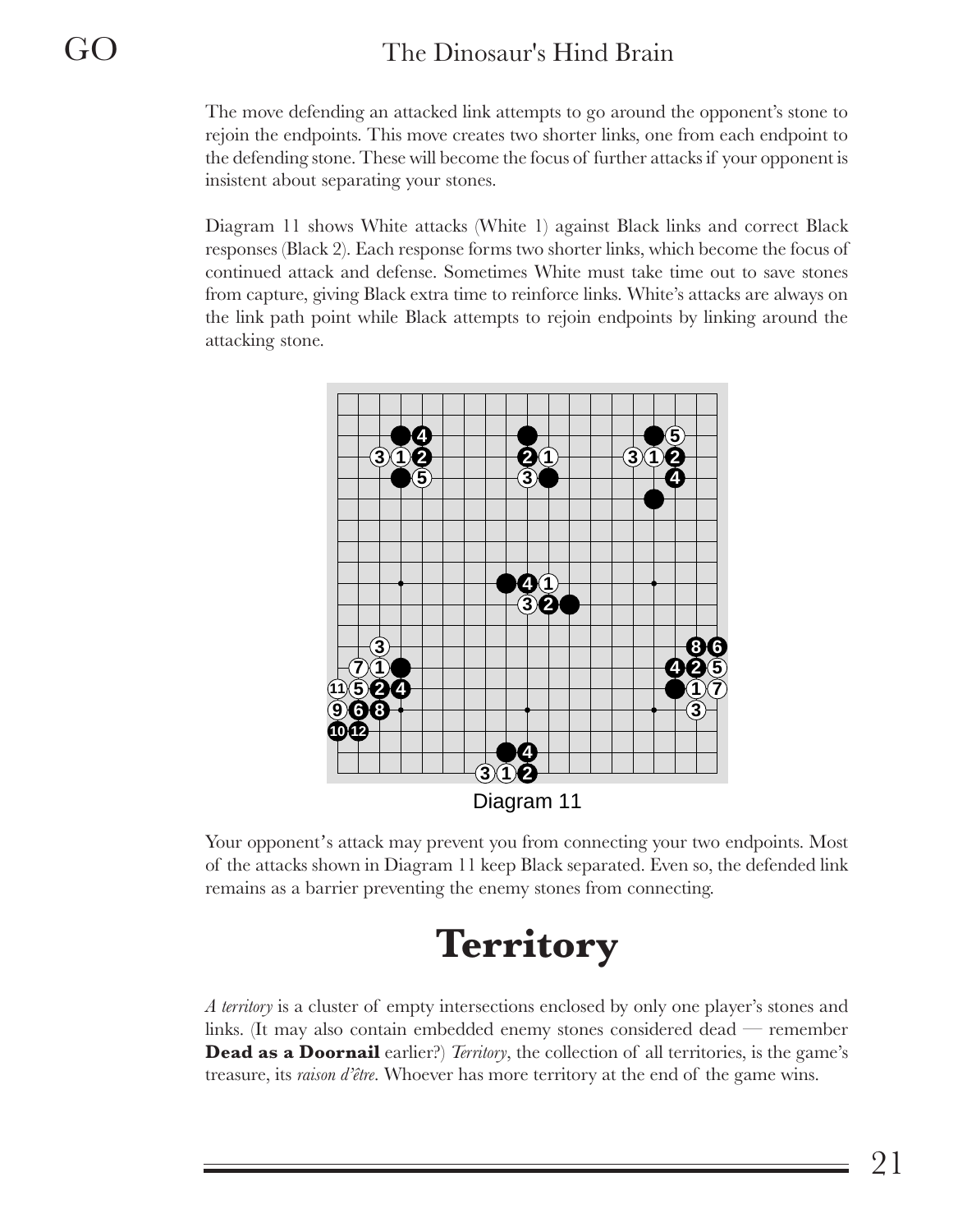The move defending an attacked link attempts to go around the opponent's stone to rejoin the endpoints. This move creates two shorter links, one from each endpoint to the defending stone. These will become the focus of further attacks if your opponent is insistent about separating your stones.

Diagram 11 shows White attacks (White 1) against Black links and correct Black responses (Black 2). Each response forms two shorter links, which become the focus of continued attack and defense. Sometimes White must take time out to save stones from capture, giving Black extra time to reinforce links. White's attacks are always on the link path point while Black attempts to rejoin endpoints by linking around the attacking stone.

Diagram 11

Your opponent's attack may prevent you from connecting your two endpoints. Most of the attacks shown in Diagram 11 keep Black separated. Even so, the defended link remains as a barrier preventing the enemy stones from connecting.

# Territory

*A territory* is a cluster of empty intersections enclosed by only one player's stones and links. (It may also contain embedded enemy stones considered dead — remember **Dead as a Doornail** earlier?) *Territory*, the collection of all territories, is the game's treasure, its *raison d'être*. Whoever has more territory at the end of the game wins.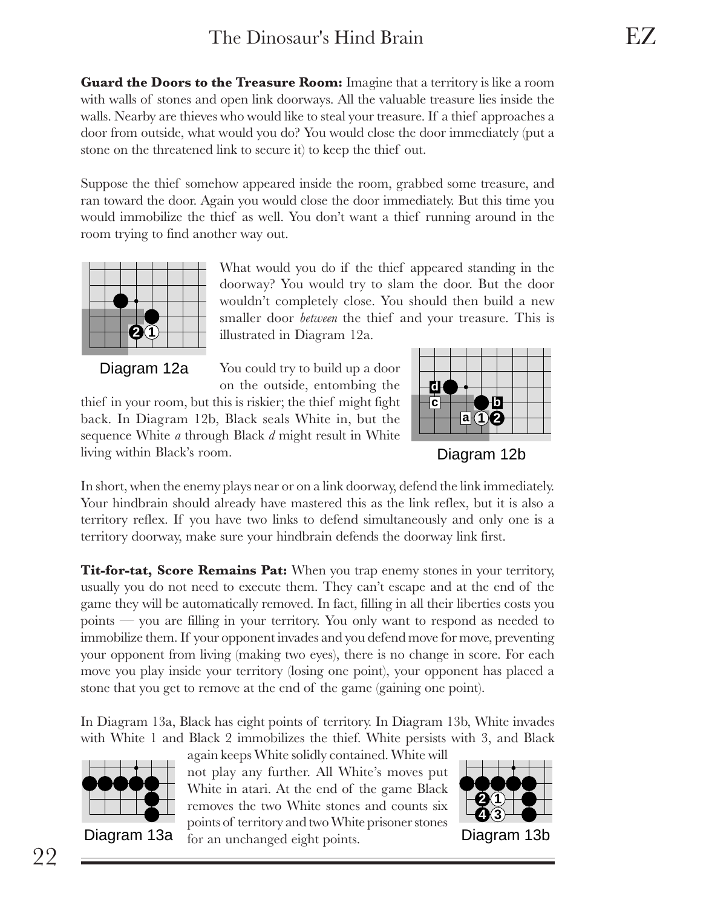**Guard the Doors to the Treasure Room:** Imagine that a territory is like a room with walls of stones and open link doorways. All the valuable treasure lies inside the walls. Nearby are thieves who would like to steal your treasure. If a thief approaches a door from outside, what would you do? You would close the door immediately (put a stone on the threatened link to secure it) to keep the thief out.

Suppose the thief somehow appeared inside the room, grabbed some treasure, and ran toward the door. Again you would close the door immediately. But this time you would immobilize the thief as well. You don't want a thief running around in the room trying to find another way out.

What would you do if the thief appeared standing in the doorway? You would try to slam the door. But the door wouldn't completely close. You should then build a new smaller door *between* the thief and your treasure. This is illustrated in Diagram 12a.

Diagram 12a

You could try to build up a door on the outside, entombing the thief in your room, but this is riskier; the thief might fight back. In Diagram 12b, Black seals White in, but the sequence White *a* through Black *d* might result in White living within Black's room.

Diagram 12b

In short, when the enemy plays near or on a link doorway, defend the link immediately. Your hindbrain should already have mastered this as the link reflex, but it is also a territory reflex. If you have two links to defend simultaneously and only one is a territory doorway, make sure your hindbrain defends the doorway link first.

**Tit-for-tat, Score Remains Pat:** When you trap enemy stones in your territory, usually you do not need to execute them. They can't escape and at the end of the game they will be automatically removed. In fact, filling in all their liberties costs you points — you are filling in your territory. You only want to respond as needed to immobilize them. If your opponent invades and you defend move for move, preventing your opponent from living (making two eyes), there is no change in score. For each move you play inside your territory (losing one point), your opponent has placed a stone that you get to remove at the end of the game (gaining one point).

In Diagram 13a, Black has eight points of territory. In Diagram 13b, White invades with White 1 and Black 2 immobilizes the thief. White persists with 3, and Black again keeps White solidly contained. White will not play any further. All White's moves put White in atari. At the end of the game Black removes the two White stones and counts six points of territory and two White prisoner stones for an unchanged eight points.

Diagram 13a

Diagram 13b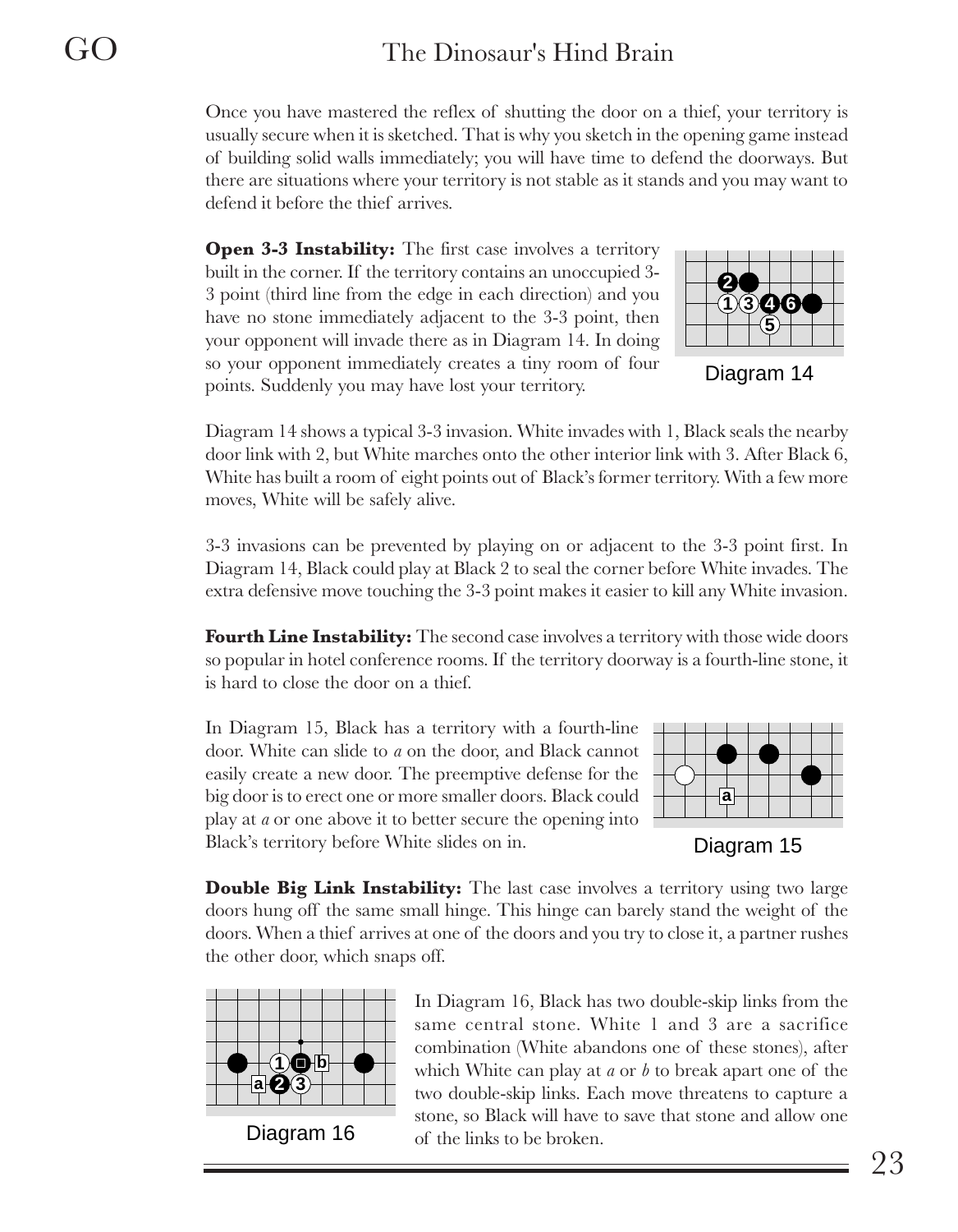Once you have mastered the reflex of shutting the door on a thief, your territory is usually secure when it is sketched. That is why you sketch in the opening game instead of building solid walls immediately; you will have time to defend the doorways. But there are situations where your territory is not stable as it stands and you may want to defend it before the thief arrives.

**Open 3-3 Instability:** The first case involves a territory built in the corner. If the territory contains an unoccupied 3-3 point (third line from the edge in each direction) and you have no stone immediately adjacent to the 3-3 point, then your opponent will invade there as in Diagram 14. In doing so your opponent immediately creates a tiny room of four points. Suddenly you may have lost your territory.

Diagram 14

Diagram 14 shows a typical 3-3 invasion. White invades with 1, Black seals the nearby door link with 2, but White marches onto the other interior link with 3. After Black 6, White has built a room of eight points out of Black's former territory. With a few more moves, White will be safely alive.

3-3 invasions can be prevented by playing on or adjacent to the 3-3 point first. In Diagram 14, Black could play at Black 2 to seal the corner before White invades. The extra defensive move touching the 3-3 point makes it easier to kill any White invasion.

**Fourth Line Instability:** The second case involves a territory with those wide doors so popular in hotel conference rooms. If the territory doorway is a fourth-line stone, it is hard to close the door on a thief.

In Diagram 15, Black has a territory with a fourth-line door. White can slide to *a* on the door, and Black cannot easily create a new door. The preemptive defense for the big door is to erect one or more smaller doors. Black could play at *a* or one above it to better secure the opening into Black's territory before White slides on in.

Diagram 15

**Double Big Link Instability:** The last case involves a territory using two large doors hung off the same small hinge. This hinge can barely stand the weight of the doors. When a thief arrives at one of the doors and you try to close it, a partner rushes the other door, which snaps off.

Diagram 16

In Diagram 16, Black has two double-skip links from the same central stone. White 1 and 3 are a sacrifice combination (White abandons one of these stones), after which White can play at *a* or *b* to break apart one of the two double-skip links. Each move threatens to capture a stone, so Black will have to save that stone and allow one of the links to be broken.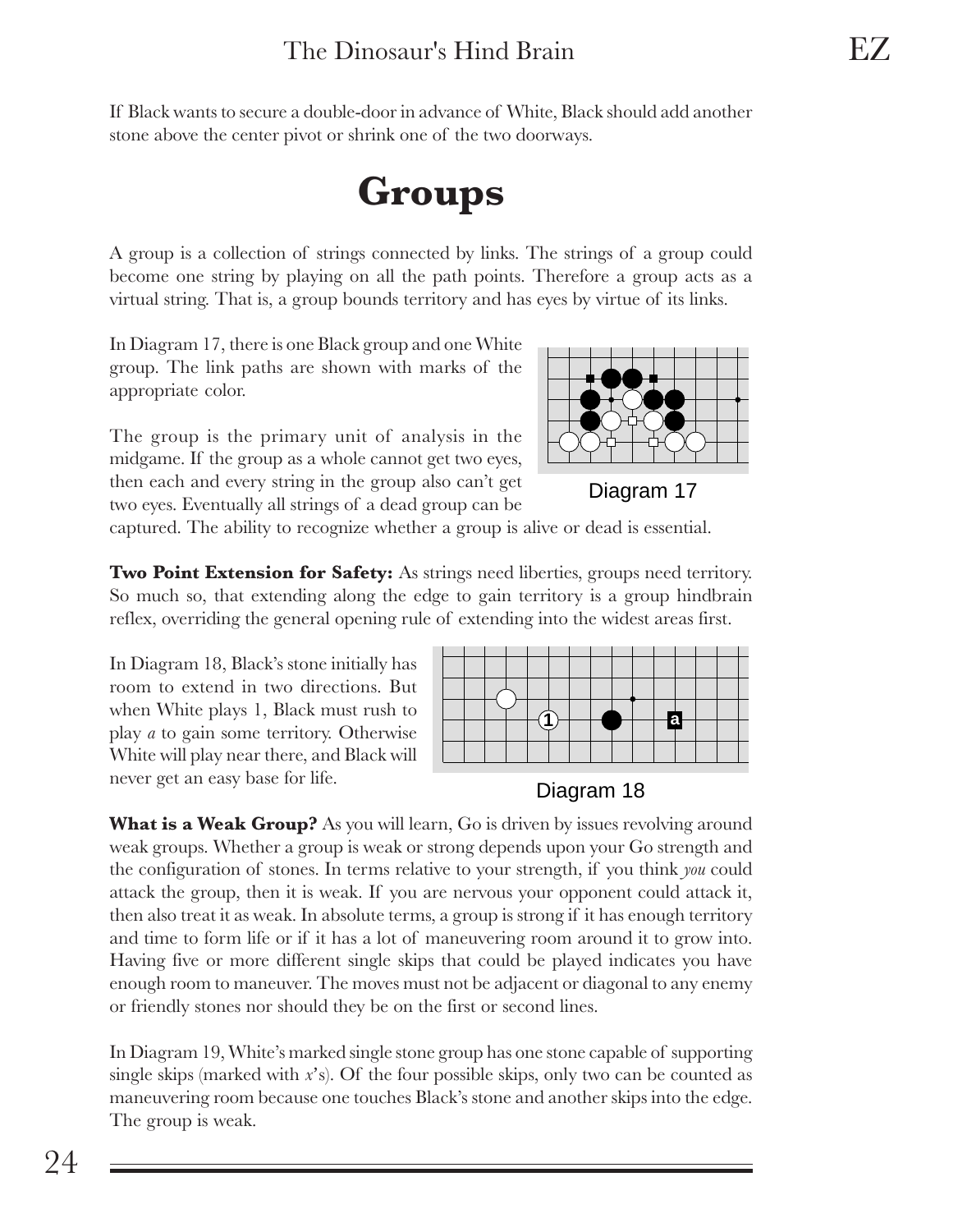If Black wants to secure a double-door in advance of White, Black should add another stone above the center pivot or shrink one of the two doorways.

# Groups

A group is a collection of strings connected by links. The strings of a group could become one string by playing on all the path points. Therefore a group acts as a virtual string. That is, a group bounds territory and has eyes by virtue of its links.

In Diagram 17, there is one Black group and one White group. The link paths are shown with marks of the appropriate color.

The group is the primary unit of analysis in the midgame. If the group as a whole cannot get two eyes, then each and every string in the group also can't get two eyes. Eventually all strings of a dead group can be captured. The ability to recognize whether a group is alive or dead is essential.

Diagram 17

**Two Point Extension for Safety:** As strings need liberties, groups need territory. So much so, that extending along the edge to gain territory is a group hindbrain reflex, overriding the general opening rule of extending into the widest areas first.

In Diagram 18, Black's stone initially has room to extend in two directions. But when White plays 1, Black must rush to play *a* to gain some territory. Otherwise White will play near there, and Black will never get an easy base for life.

Diagram 18

**What is a Weak Group?** As you will learn, Go is driven by issues revolving around weak groups. Whether a group is weak or strong depends upon your Go strength and the configuration of stones. In terms relative to your strength, if you think *you* could attack the group, then it is weak. If you are nervous your opponent could attack it, then also treat it as weak. In absolute terms, a group is strong if it has enough territory and time to form life or if it has a lot of maneuvering room around it to grow into. Having five or more different single skips that could be played indicates you have enough room to maneuver. The moves must not be adjacent or diagonal to any enemy or friendly stones nor should they be on the first or second lines.

In Diagram 19, White's marked single stone group has one stone capable of supporting single skips (marked with *x*'s). Of the four possible skips, only two can be counted as maneuvering room because one touches Black's stone and another skips into the edge. The group is weak.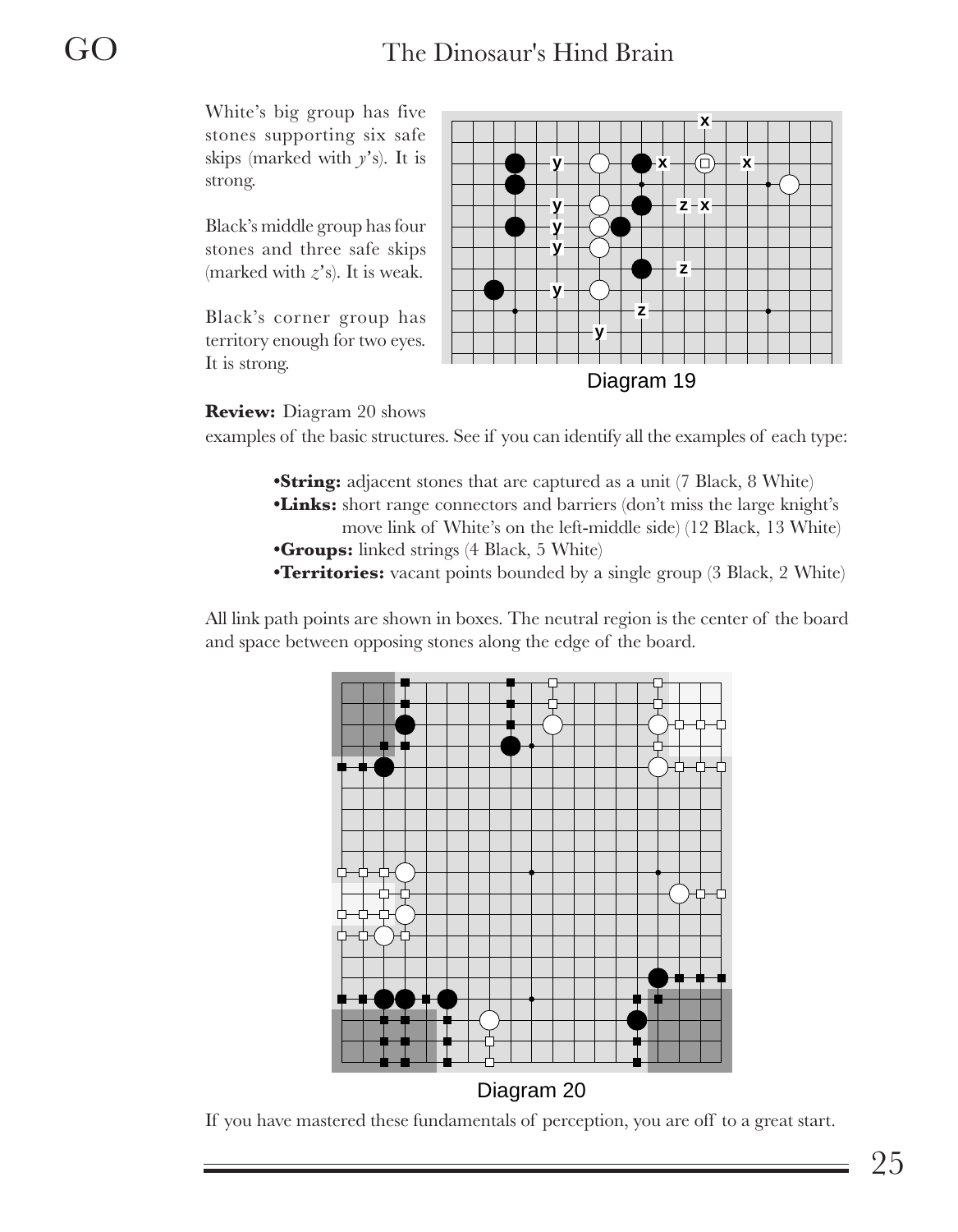White's big group has five stones supporting six safe skips (marked with *y*'s). It is strong.

Black's middle group has four stones and three safe skips (marked with *z*'s). It is weak.

Black's corner group has territory enough for two eyes. It is strong.

Diagram 19

**Review:** Diagram 20 shows examples of the basic structures. See if you can identify all the examples of each type:

- **String:** adjacent stones that are captured as a unit (7 Black, 8 White)
- **Links:** short range connectors and barriers (don't miss the large knight's move link of White's on the left-middle side) (12 Black, 13 White)
- **Groups:** linked strings (4 Black, 5 White)
- **Territories:** vacant points bounded by a single group (3 Black, 2 White)

All link path points are shown in boxes. The neutral region is the center of the board and space between opposing stones along the edge of the board.

Diagram 20

If you have mastered these fundamentals of perception, you are off to a great start.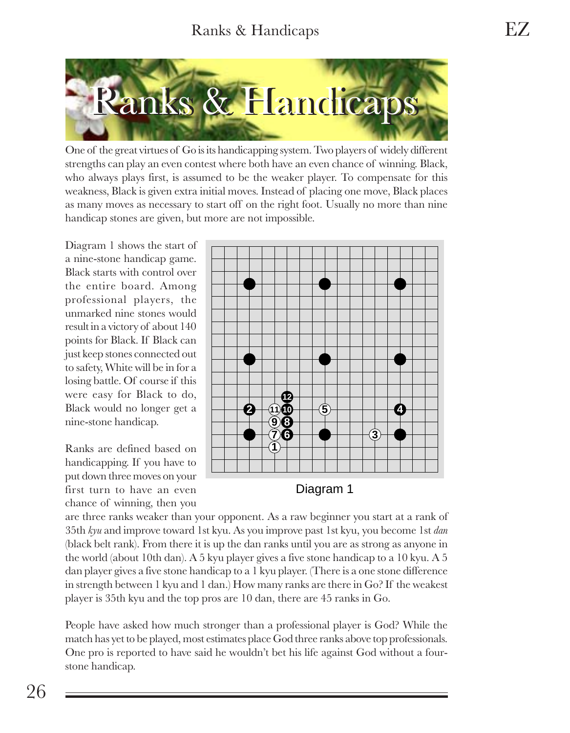# Ranks & Handicaps

One of the great virtues of Go is its handicapping system. Two players of widely different strengths can play an even contest where both have an even chance of winning. Black, who always plays first, is assumed to be the weaker player. To compensate for this weakness, Black is given extra initial moves. Instead of placing one move, Black places as many moves as necessary to start off on the right foot. Usually no more than nine handicap stones are given, but more are not impossible.

Diagram 1 shows the start of a nine-stone handicap game. Black starts with control over the entire board. Among professional players, the unmarked nine stones would result in a victory of about 140 points for Black. If Black can just keep stones connected out to safety, White will be in for a losing battle. Of course if this were easy for Black to do, Black would no longer get a nine-stone handicap.

Diagram 1

Ranks are defined based on handicapping. If you have to put down three moves on your first turn to have an even chance of winning, then you are three ranks weaker than your opponent. As a raw beginner you start at a rank of 35th *kyu* and improve toward 1st kyu. As you improve past 1st kyu, you become 1st *dan* (black belt rank). From there it is up the dan ranks until you are as strong as anyone in the world (about 10th dan). A 5 kyu player gives a five stone handicap to a 10 kyu. A 5 dan player gives a five stone handicap to a 1 kyu player. (There is a one stone difference in strength between 1 kyu and 1 dan.) How many ranks are there in Go? If the weakest player is 35th kyu and the top pros are 10 dan, there are 45 ranks in Go.

People have asked how much stronger than a professional player is God? While the match has yet to be played, most estimates place God three ranks above top professionals. One pro is reported to have said he wouldn't bet his life against God without a four-stone handicap.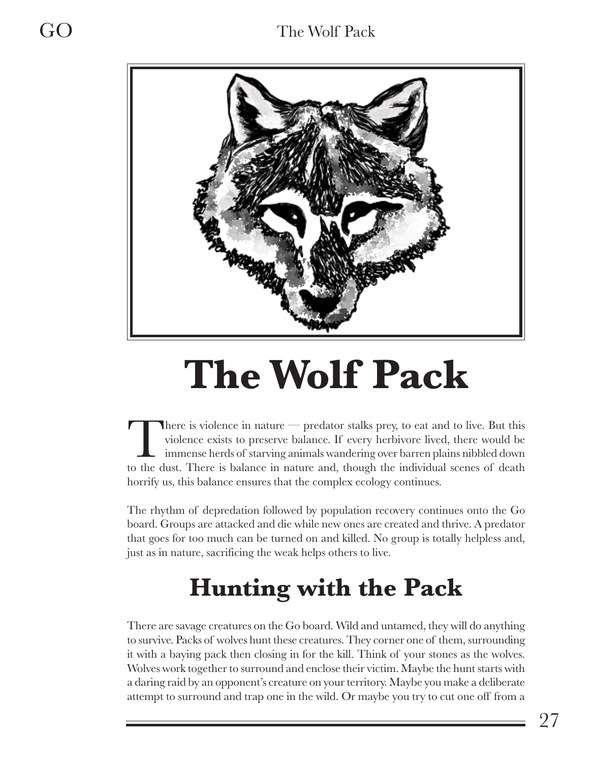# The Wolf Pack

There is violence in nature — predator stalks prey, to eat and to live. But this violence exists to preserve balance. If every herbivore lived, there would be immense herds of starving animals wandering over barren plains nibbled down to the dust. There is balance in nature and, though the individual scenes of death horrify us, this balance ensures that the complex ecology continues.

The rhythm of depredation followed by population recovery continues onto the Go board. Groups are attacked and die while new ones are created and thrive. A predator that goes for too much can be turned on and killed. No group is totally helpless and, just as in nature, sacrificing the weak helps others to live.

## Hunting with the Pack

There are savage creatures on the Go board. Wild and untamed, they will do anything to survive. Packs of wolves hunt these creatures. They corner one of them, surrounding it with a baying pack then closing in for the kill. Think of your stones as the wolves. Wolves work together to surround and enclose their victim. Maybe the hunt starts with a daring raid by an opponent's creature on your territory. Maybe you make a deliberate attempt to surround and trap one in the wild. Or maybe you try to cut one off from a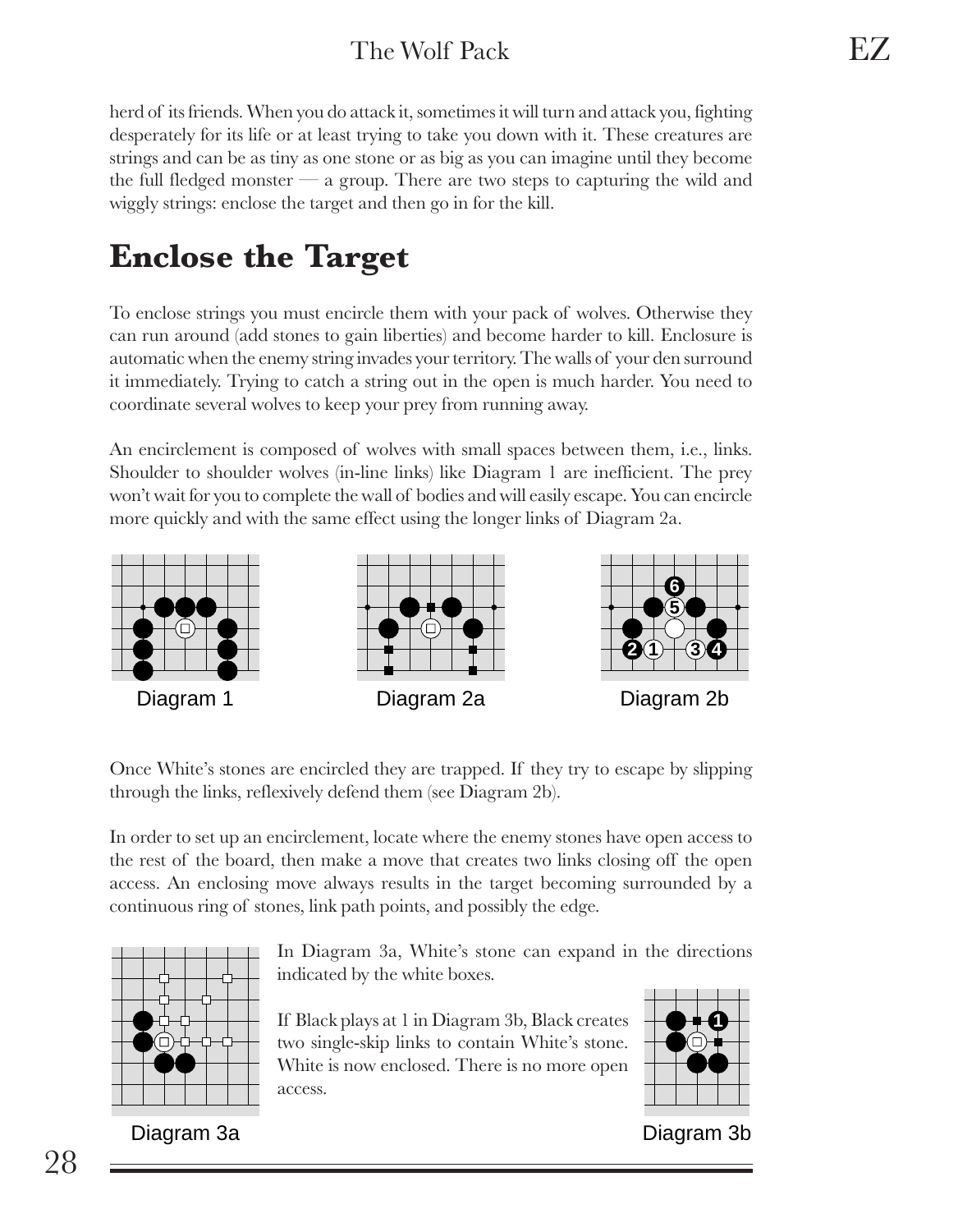herd of its friends. When you do attack it, sometimes it will turn and attack you, fighting desperately for its life or at least trying to take you down with it. These creatures are strings and can be as tiny as one stone or as big as you can imagine until they become the full fledged monster — a group. There are two steps to capturing the wild and wiggly strings: enclose the target and then go in for the kill.

## Enclose the Target

To enclose strings you must encircle them with your pack of wolves. Otherwise they can run around (add stones to gain liberties) and become harder to kill. Enclosure is automatic when the enemy string invades your territory. The walls of your den surround it immediately. Trying to catch a string out in the open is much harder. You need to coordinate several wolves to keep your prey from running away.

An encirclement is composed of wolves with small spaces between them, i.e., links. Shoulder to shoulder wolves (in-line links) like Diagram 1 are inefficient. The prey won't wait for you to complete the wall of bodies and will easily escape. You can encircle more quickly and with the same effect using the longer links of Diagram 2a.

Diagram 1

Diagram 2a

Diagram 2b

Once White's stones are encircled they are trapped. If they try to escape by slipping through the links, reflexively defend them (see Diagram 2b).

In order to set up an encirclement, locate where the enemy stones have open access to the rest of the board, then make a move that creates two links closing off the open access. An enclosing move always results in the target becoming surrounded by a continuous ring of stones, link path points, and possibly the edge.

In Diagram 3a, White's stone can expand in the directions indicated by the white boxes.

If Black plays at 1 in Diagram 3b, Black creates two single-skip links to contain White's stone. White is now enclosed. There is no more open access.

Diagram 3a

Diagram 3b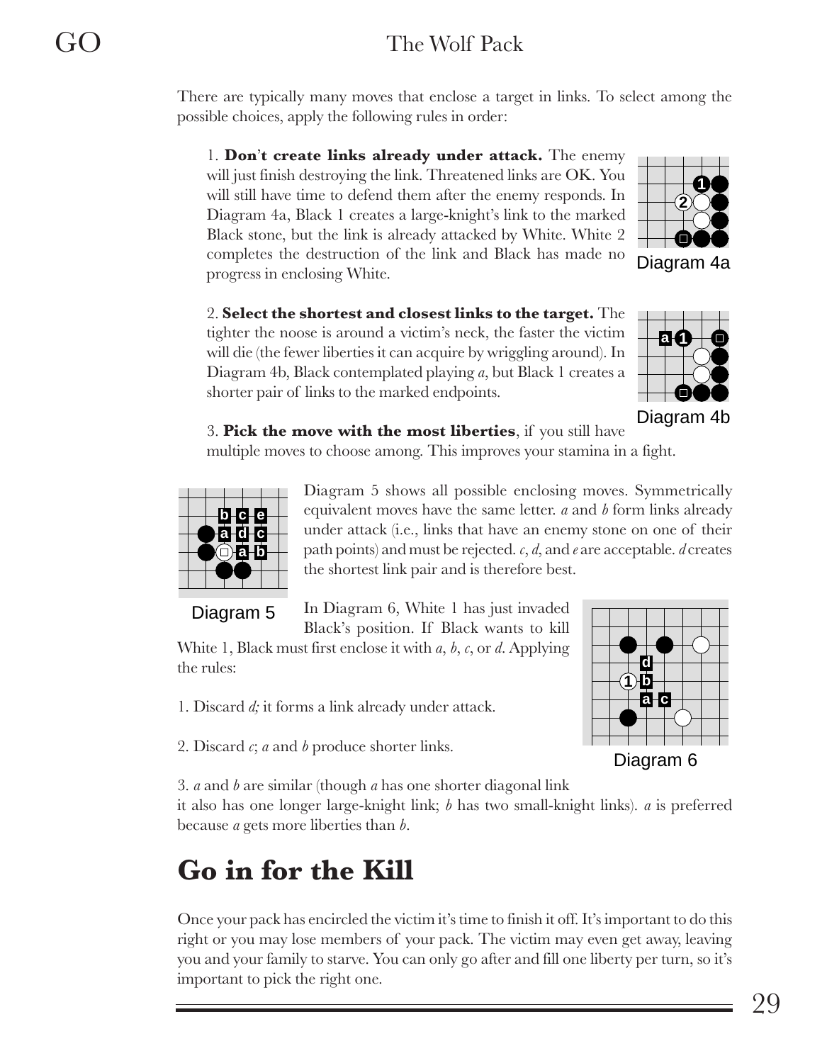There are typically many moves that enclose a target in links. To select among the possible choices, apply the following rules in order:

1. **Don't create links already under attack.** The enemy will just finish destroying the link. Threatened links are OK. You will still have time to defend them after the enemy responds. In Diagram 4a, Black 1 creates a large-knight's link to the marked Black stone, but the link is already attacked by White. White 2 completes the destruction of the link and Black has made no progress in enclosing White.

Diagram 4a

2. **Select the shortest and closest links to the target.** The tighter the noose is around a victim's neck, the faster the victim will die (the fewer liberties it can acquire by wriggling around). In Diagram 4b, Black contemplated playing *a*, but Black 1 creates a shorter pair of links to the marked endpoints.

Diagram 4b

3. **Pick the move with the most liberties**, if you still have multiple moves to choose among. This improves your stamina in a fight.

Diagram 5

Diagram 5 shows all possible enclosing moves. Symmetrically equivalent moves have the same letter. *a* and *b* form links already under attack (i.e., links that have an enemy stone on one of their path points) and must be rejected. *c*, *d*, and *e* are acceptable. *d* creates the shortest link pair and is therefore best.

In Diagram 6, White 1 has just invaded Black's position. If Black wants to kill White 1, Black must first enclose it with *a*, *b*, *c*, or *d*. Applying the rules:

Diagram 6

1. Discard *d;* it forms a link already under attack.

2. Discard *c*; *a* and *b* produce shorter links.

3. *a* and *b* are similar (though *a* has one shorter diagonal link it also has one longer large-knight link; *b* has two small-knight links). *a* is preferred because *a* gets more liberties than *b*.

## Go in for the Kill

Once your pack has encircled the victim it's time to finish it off. It's important to do this right or you may lose members of your pack. The victim may even get away, leaving you and your family to starve. You can only go after and fill one liberty per turn, so it's important to pick the right one.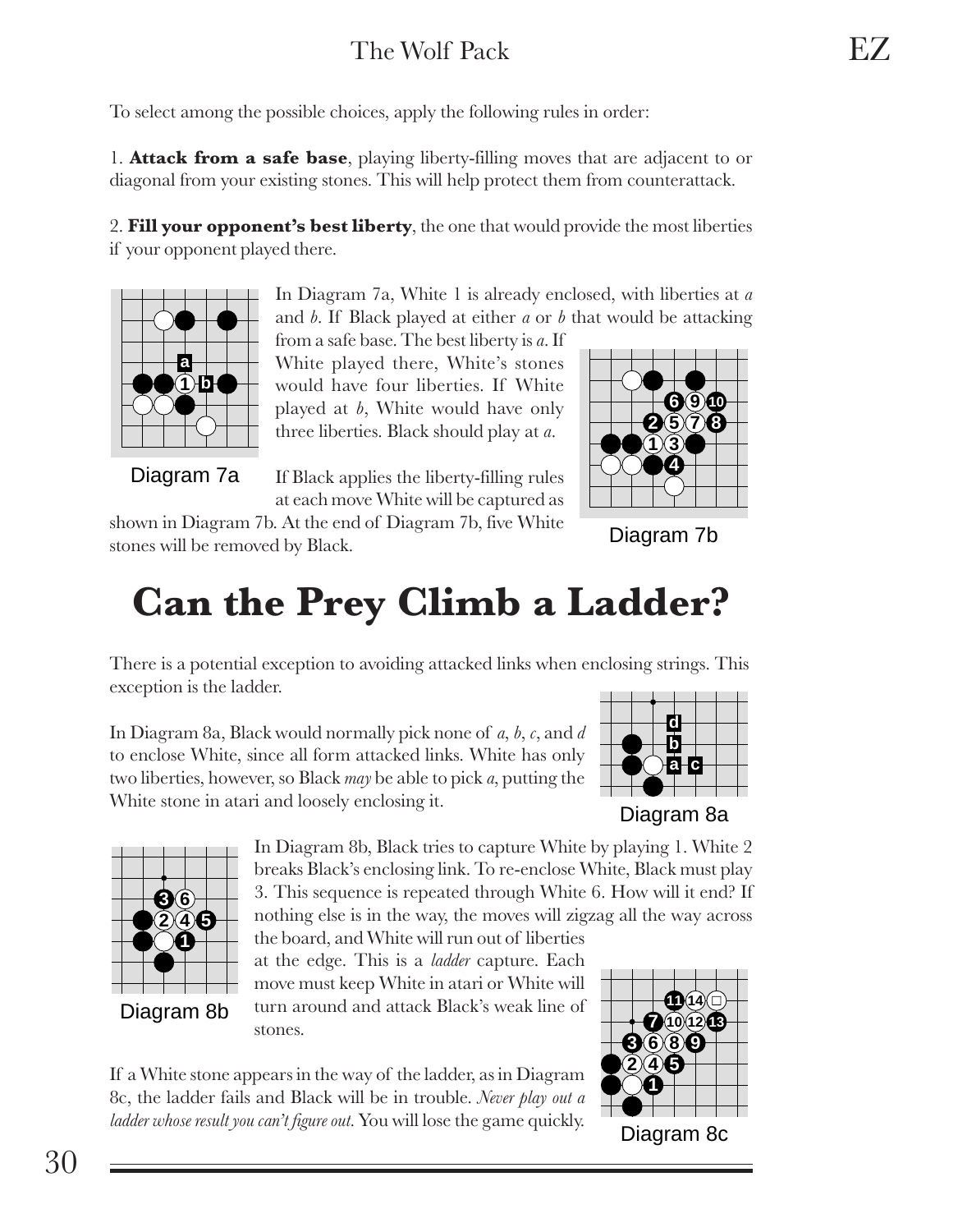To select among the possible choices, apply the following rules in order:

1. **Attack from a safe base**, playing liberty-filling moves that are adjacent to or diagonal from your existing stones. This will help protect them from counterattack.

2. **Fill your opponent's best liberty**, the one that would provide the most liberties if your opponent played there.

In Diagram 7a, White 1 is already enclosed, with liberties at *a* and *b*. If Black played at either *a* or *b* that would be attacking from a safe base. The best liberty is *a*. If White played there, White's stones would have four liberties. If White played at *b*, White would have only three liberties. Black should play at *a*.

Diagram 7a

If Black applies the liberty-filling rules at each move White will be captured as shown in Diagram 7b. At the end of Diagram 7b, five White stones will be removed by Black.

Diagram 7b

# Can the Prey Climb a Ladder?

There is a potential exception to avoiding attacked links when enclosing strings. This exception is the ladder.

In Diagram 8a, Black would normally pick none of *a*, *b*, *c*, and *d* to enclose White, since all form attacked links. White has only two liberties, however, so Black *may* be able to pick *a*, putting the White stone in atari and loosely enclosing it.

Diagram 8a

In Diagram 8b, Black tries to capture White by playing 1. White 2 breaks Black's enclosing link. To re-enclose White, Black must play 3. This sequence is repeated through White 6. How will it end? If nothing else is in the way, the moves will zigzag all the way across the board, and White will run out of liberties at the edge. This is a *ladder* capture. Each move must keep White in atari or White will turn around and attack Black's weak line of stones.

Diagram 8b

If a White stone appears in the way of the ladder, as in Diagram 8c, the ladder fails and Black will be in trouble. *Never play out a ladder whose result you can't figure out.* You will lose the game quickly.

Diagram 8c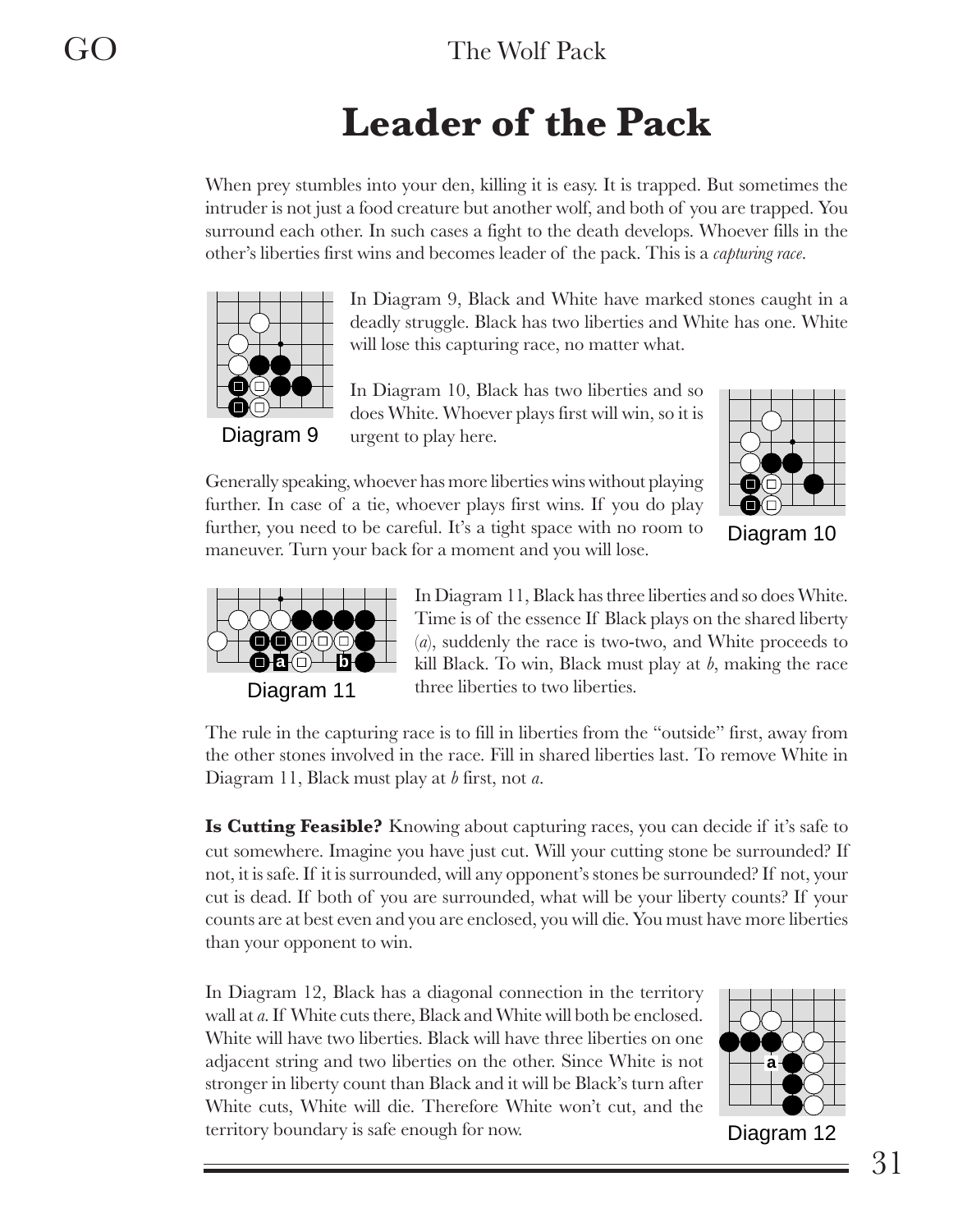# Leader of the Pack

When prey stumbles into your den, killing it is easy. It is trapped. But sometimes the intruder is not just a food creature but another wolf, and both of you are trapped. You surround each other. In such cases a fight to the death develops. Whoever fills in the other's liberties first wins and becomes leader of the pack. This is a *capturing race*.

Diagram 9

In Diagram 9, Black and White have marked stones caught in a deadly struggle. Black has two liberties and White has one. White will lose this capturing race, no matter what.

In Diagram 10, Black has two liberties and so does White. Whoever plays first will win, so it is urgent to play here.

Diagram 10

Generally speaking, whoever has more liberties wins without playing further. In case of a tie, whoever plays first wins. If you do play further, you need to be careful. It's a tight space with no room to maneuver. Turn your back for a moment and you will lose.

Diagram 11

In Diagram 11, Black has three liberties and so does White. Time is of the essence If Black plays on the shared liberty (*a*), suddenly the race is two-two, and White proceeds to kill Black. To win, Black must play at *b*, making the race three liberties to two liberties.

The rule in the capturing race is to fill in liberties from the "outside" first, away from the other stones involved in the race. Fill in shared liberties last. To remove White in Diagram 11, Black must play at *b* first, not *a*.

**Is Cutting Feasible?** Knowing about capturing races, you can decide if it's safe to cut somewhere. Imagine you have just cut. Will your cutting stone be surrounded? If not, it is safe. If it is surrounded, will any opponent's stones be surrounded? If not, your cut is dead. If both of you are surrounded, what will be your liberty counts? If your counts are at best even and you are enclosed, you will die. You must have more liberties than your opponent to win.

In Diagram 12, Black has a diagonal connection in the territory wall at *a*. If White cuts there, Black and White will both be enclosed. White will have two liberties. Black will have three liberties on one adjacent string and two liberties on the other. Since White is not stronger in liberty count than Black and it will be Black's turn after White cuts, White will die. Therefore White won't cut, and the territory boundary is safe enough for now.

Diagram 12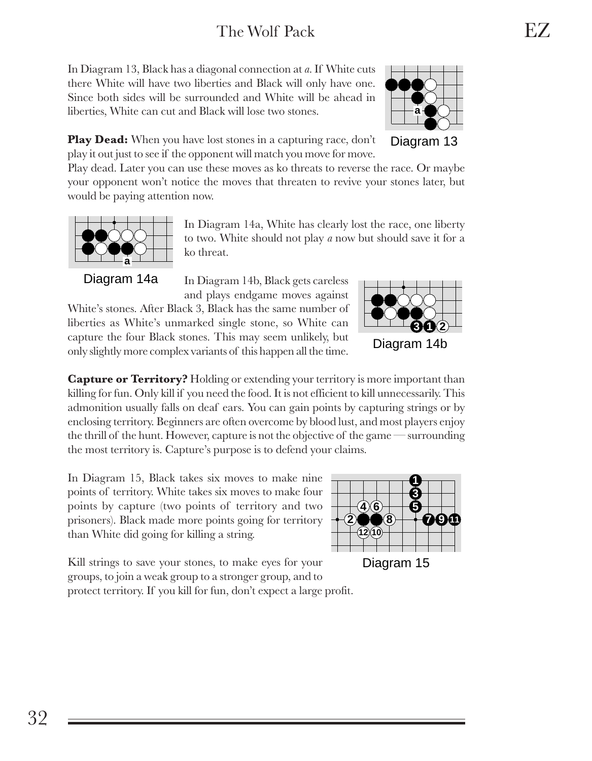In Diagram 13, Black has a diagonal connection at *a*. If White cuts there White will have two liberties and Black will only have one. Since both sides will be surrounded and White will be ahead in liberties, White can cut and Black will lose two stones.

Diagram 13

**Play Dead:** When you have lost stones in a capturing race, don't play it out just to see if the opponent will match you move for move. Play dead. Later you can use these moves as ko threats to reverse the race. Or maybe your opponent won't notice the moves that threaten to revive your stones later, but would be paying attention now.

Diagram 14a

In Diagram 14a, White has clearly lost the race, one liberty to two. White should not play *a* now but should save it for a ko threat.

In Diagram 14b, Black gets careless and plays endgame moves against White's stones. After Black 3, Black has the same number of liberties as White's unmarked single stone, so White can capture the four Black stones. This may seem unlikely, but only slightly more complex variants of this happen all the time.

Diagram 14b

**Capture or Territory?** Holding or extending your territory is more important than killing for fun. Only kill if you need the food. It is not efficient to kill unnecessarily. This admonition usually falls on deaf ears. You can gain points by capturing strings or by enclosing territory. Beginners are often overcome by blood lust, and most players enjoy the thrill of the hunt. However, capture is not the objective of the game — surrounding the most territory is. Capture's purpose is to defend your claims.

In Diagram 15, Black takes six moves to make nine points of territory. White takes six moves to make four points by capture (two points of territory and two prisoners). Black made more points going for territory than White did going for killing a string.

Diagram 15

Kill strings to save your stones, to make eyes for your groups, to join a weak group to a stronger group, and to protect territory. If you kill for fun, don't expect a large profit.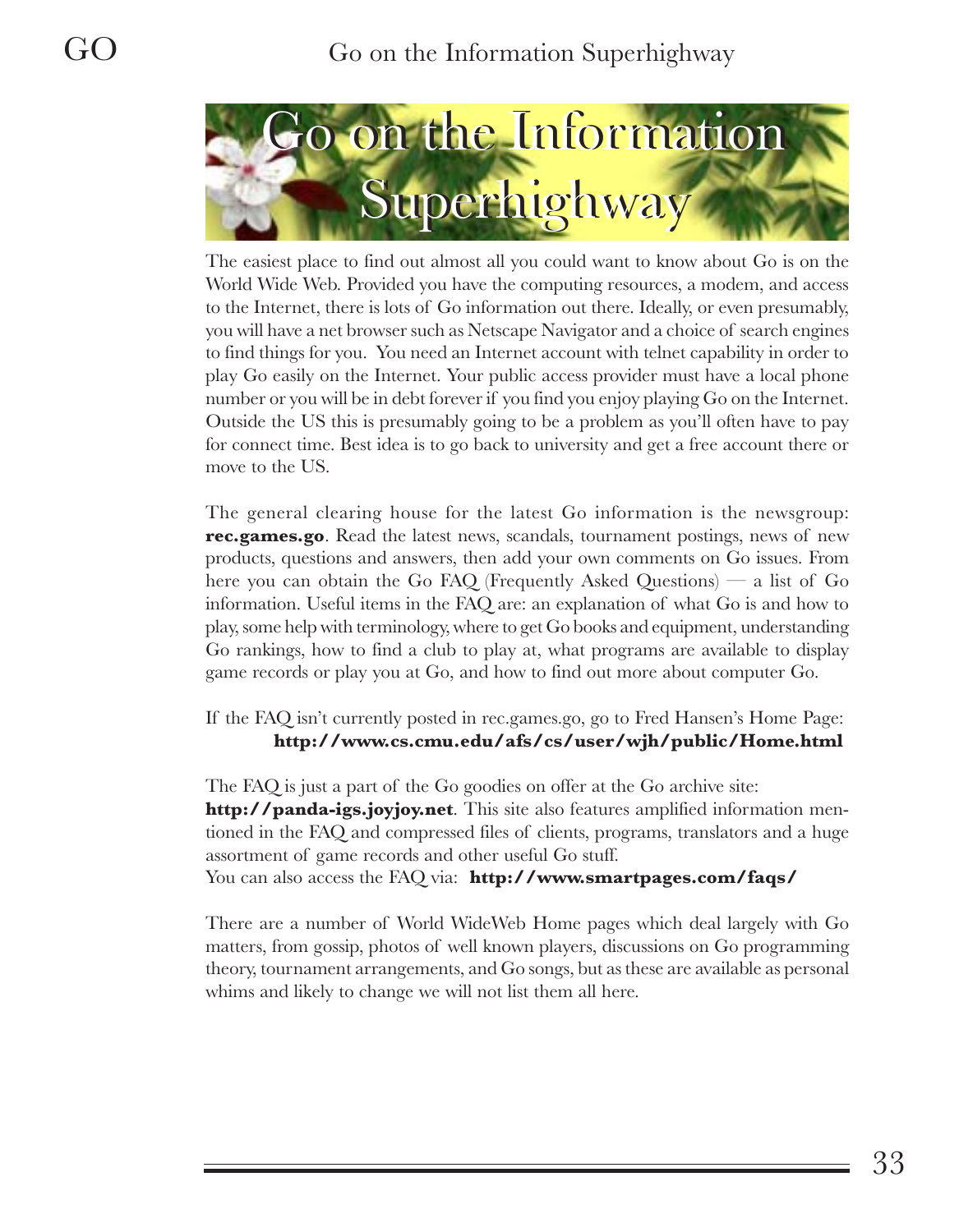# Go on the Information Superhighway

The easiest place to find out almost all you could want to know about Go is on the World Wide Web. Provided you have the computing resources, a modem, and access to the Internet, there is lots of Go information out there. Ideally, or even presumably, you will have a net browser such as Netscape Navigator and a choice of search engines to find things for you. You need an Internet account with telnet capability in order to play Go easily on the Internet. Your public access provider must have a local phone number or you will be in debt forever if you find you enjoy playing Go on the Internet. Outside the US this is presumably going to be a problem as you'll often have to pay for connect time. Best idea is to go back to university and get a free account there or move to the US.

The general clearing house for the latest Go information is the newsgroup: **rec.games.go**. Read the latest news, scandals, tournament postings, news of new products, questions and answers, then add your own comments on Go issues. From here you can obtain the Go FAQ (Frequently Asked Questions) — a list of Go information. Useful items in the FAQ are: an explanation of what Go is and how to play, some help with terminology, where to get Go books and equipment, understanding Go rankings, how to find a club to play at, what programs are available to display game records or play you at Go, and how to find out more about computer Go.

If the FAQ isn't currently posted in rec.games.go, go to Fred Hansen's Home Page:
**http://www.cs.cmu.edu/afs/cs/user/wjh/public/Home.html**

The FAQ is just a part of the Go goodies on offer at the Go archive site:
**http://panda-igs.joyjoy.net**. This site also features amplified information mentioned in the FAQ and compressed files of clients, programs, translators and a huge assortment of game records and other useful Go stuff.
You can also access the FAQ via: **http://www.smartpages.com/faqs/**

There are a number of World WideWeb Home pages which deal largely with Go matters, from gossip, photos of well known players, discussions on Go programming theory, tournament arrangements, and Go songs, but as these are available as personal whims and likely to change we will not list them all here.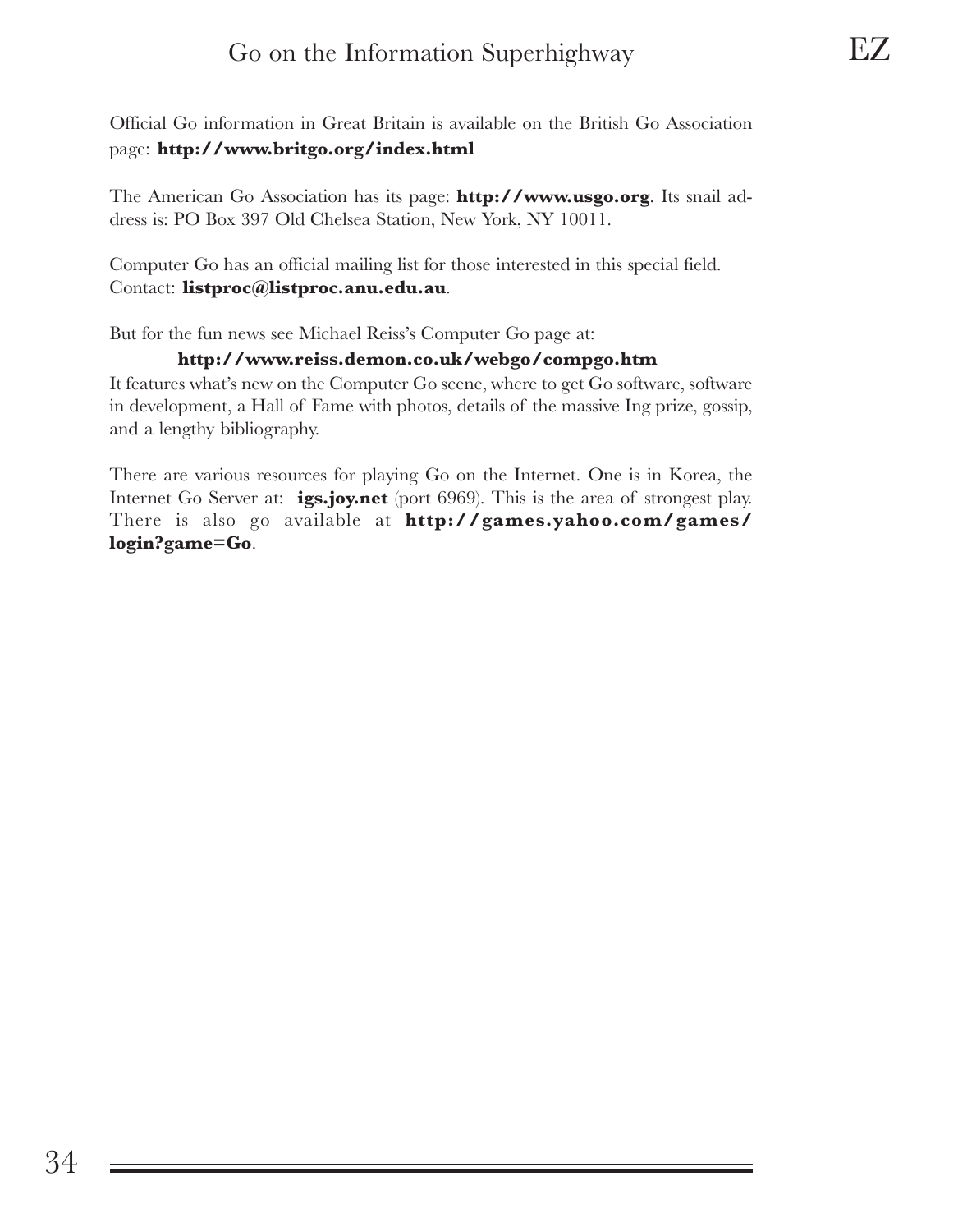Official Go information in Great Britain is available on the British Go Association page: **http://www.britgo.org/index.html**

The American Go Association has its page: **http://www.usgo.org**. Its snail address is: PO Box 397 Old Chelsea Station, New York, NY 10011.

Computer Go has an official mailing list for those interested in this special field.
Contact: **listproc@listproc.anu.edu.au**.

But for the fun news see Michael Reiss's Computer Go page at:

**http://www.reiss.demon.co.uk/webgo/compgo.htm**

It features what's new on the Computer Go scene, where to get Go software, software in development, a Hall of Fame with photos, details of the massive Ing prize, gossip, and a lengthy bibliography.

There are various resources for playing Go on the Internet. One is in Korea, the Internet Go Server at: **igs.joy.net** (port 6969). This is the area of strongest play. There is also go available at **http://games.yahoo.com/games/login?game=Go**.